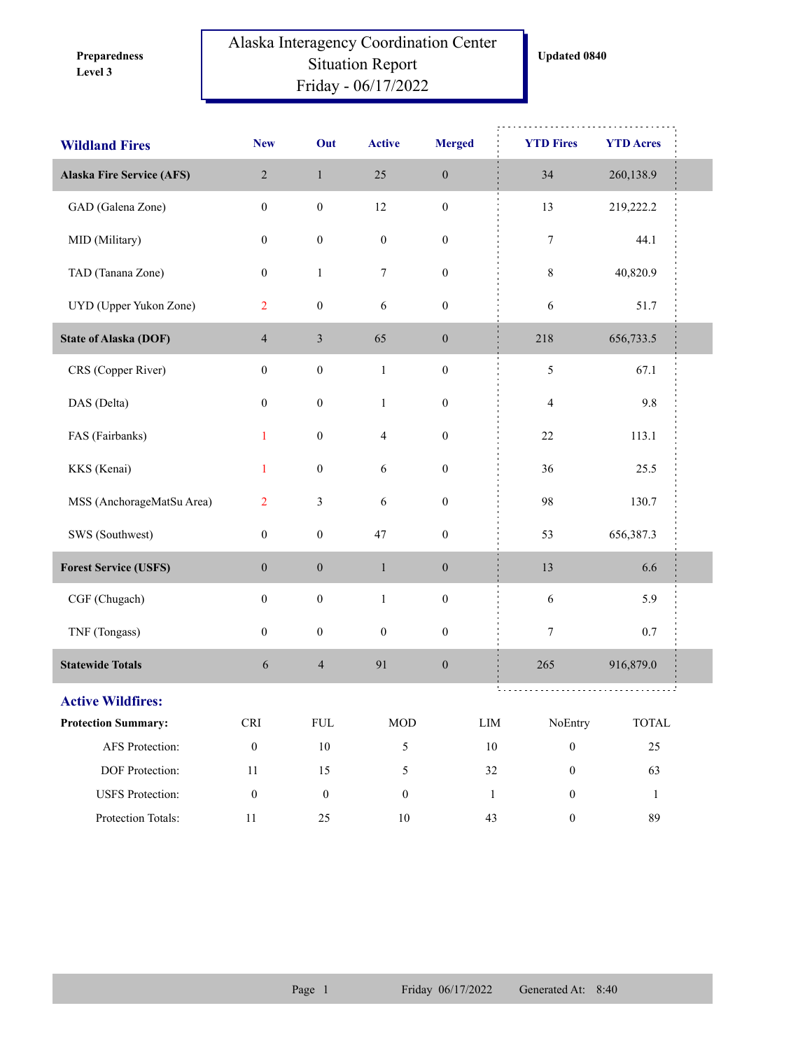**Preparedness Level 3**

# Alaska Interagency Coordination Center Situation Report Friday - 06/17/2022

**Updated 0840**

| Wildland Fires | New | Out | Active | Merged | YTD Fires | YTD Acres |
|---|---|---|---|---|---|---|
| **Alaska Fire Service (AFS)** | 2 | 1 | 25 | 0 | 34 | 260,138.9 |
| GAD (Galena Zone) | 0 | 0 | 12 | 0 | 13 | 219,222.2 |
| MID (Military) | 0 | 0 | 0 | 0 | 7 | 44.1 |
| TAD (Tanana Zone) | 0 | 1 | 7 | 0 | 8 | 40,820.9 |
| UYD (Upper Yukon Zone) | 2 | 0 | 6 | 0 | 6 | 51.7 |
| **State of Alaska (DOF)** | 4 | 3 | 65 | 0 | 218 | 656,733.5 |
| CRS (Copper River) | 0 | 0 | 1 | 0 | 5 | 67.1 |
| DAS (Delta) | 0 | 0 | 1 | 0 | 4 | 9.8 |
| FAS (Fairbanks) | 1 | 0 | 4 | 0 | 22 | 113.1 |
| KKS (Kenai) | 1 | 0 | 6 | 0 | 36 | 25.5 |
| MSS (AnchorageMatSu Area) | 2 | 3 | 6 | 0 | 98 | 130.7 |
| SWS (Southwest) | 0 | 0 | 47 | 0 | 53 | 656,387.3 |
| **Forest Service (USFS)** | 0 | 0 | 1 | 0 | 13 | 6.6 |
| CGF (Chugach) | 0 | 0 | 1 | 0 | 6 | 5.9 |
| TNF (Tongass) | 0 | 0 | 0 | 0 | 7 | 0.7 |
| **Statewide Totals** | 6 | 4 | 91 | 0 | 265 | 916,879.0 |

## Active Wildfires:

| Protection Summary: | CRI | FUL | MOD | LIM | NoEntry | TOTAL |
|---|---|---|---|---|---|---|
| AFS Protection: | 0 | 10 | 5 | 10 | 0 | 25 |
| DOF Protection: | 11 | 15 | 5 | 32 | 0 | 63 |
| USFS Protection: | 0 | 0 | 0 | 1 | 0 | 1 |
| Protection Totals: | 11 | 25 | 10 | 43 | 0 | 89 |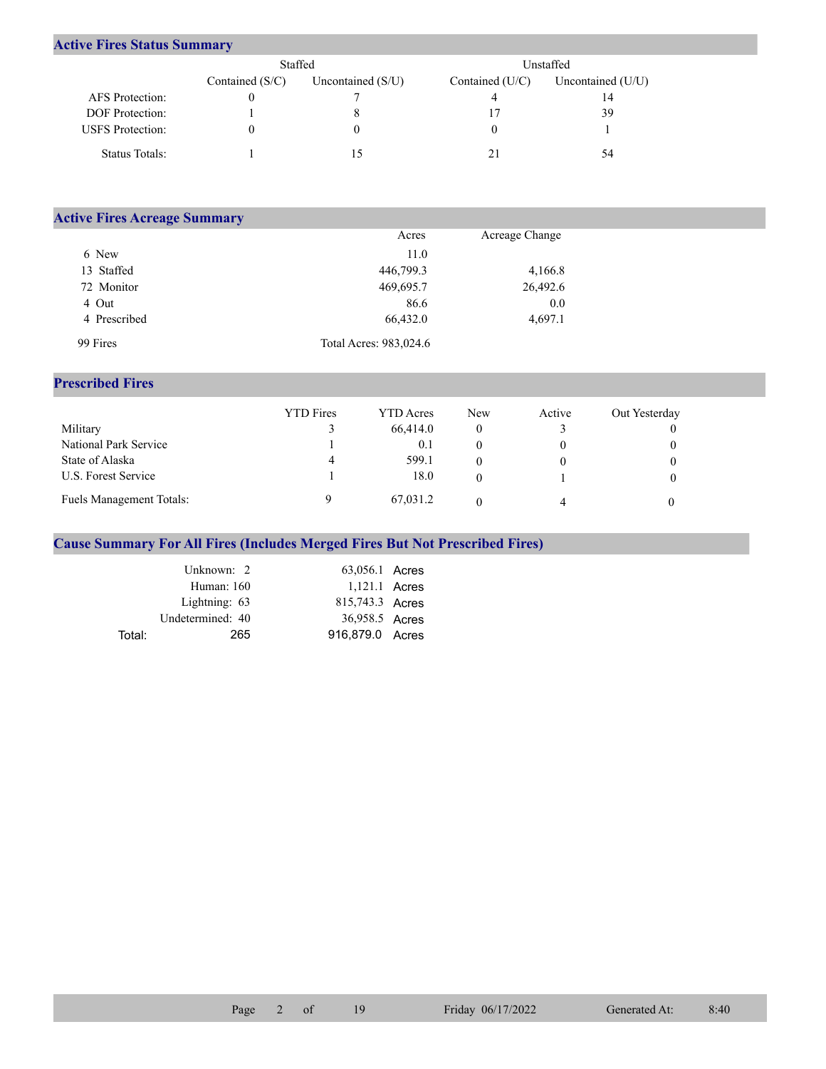## Active Fires Status Summary

| | Staffed | | Unstaffed | |
|---|---|---|---|---|
| | Contained (S/C) | Uncontained (S/U) | Contained (U/C) | Uncontained (U/U) |
| AFS Protection: | 0 | 7 | 4 | 14 |
| DOF Protection: | 1 | 8 | 17 | 39 |
| USFS Protection: | 0 | 0 | 0 | 1 |
| Status Totals: | 1 | 15 | 21 | 54 |

## Active Fires Acreage Summary

| | Acres | Acreage Change |
|---|---|---|
| 6 New | 11.0 | |
| 13 Staffed | 446,799.3 | 4,166.8 |
| 72 Monitor | 469,695.7 | 26,492.6 |
| 4 Out | 86.6 | 0.0 |
| 4 Prescribed | 66,432.0 | 4,697.1 |
| 99 Fires | Total Acres: 983,024.6 | |

## Prescribed Fires

| | YTD Fires | YTD Acres | New | Active | Out Yesterday |
|---|---|---|---|---|---|
| Military | 3 | 66,414.0 | 0 | 3 | 0 |
| National Park Service | 1 | 0.1 | 0 | 0 | 0 |
| State of Alaska | 4 | 599.1 | 0 | 0 | 0 |
| U.S. Forest Service | 1 | 18.0 | 0 | 1 | 0 |
| Fuels Management Totals: | 9 | 67,031.2 | 0 | 4 | 0 |

## Cause Summary For All Fires (Includes Merged Fires But Not Prescribed Fires)

| | | |
|---|---|---|
| Unknown: 2 | 63,056.1 | Acres |
| Human: 160 | 1,121.1 | Acres |
| Lightning: 63 | 815,743.3 | Acres |
| Undetermined: 40 | 36,958.5 | Acres |
| Total: 265 | 916,879.0 | Acres |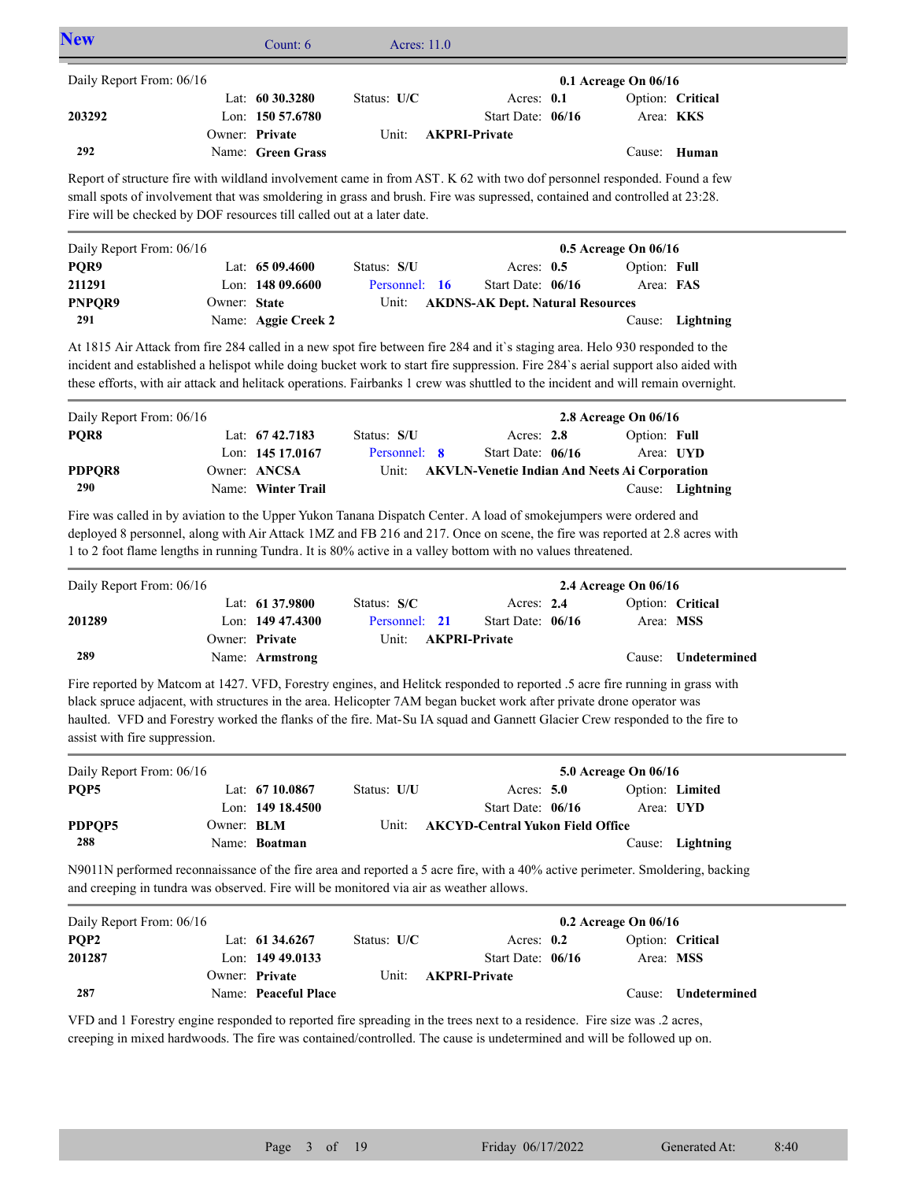## New

Count: 6 Acres: 11.0

---

**Daily Report From: 06/16** — **0.1 Acreage On 06/16**

| | | | | |
|---|---|---|---|---|
| | Lat: **60 30.3280** | Status: **U/C** | Acres: **0.1** | Option: **Critical** |
| **203292** | Lon: **150 57.6780** | | Start Date: **06/16** | Area: **KKS** |
| | Owner: **Private** | Unit: **AKPRI-Private** | | |
| **292** | Name: **Green Grass** | | | Cause: **Human** |

Report of structure fire with wildland involvement came in from AST. K 62 with two dof personnel responded. Found a few small spots of involvement that was smoldering in grass and brush. Fire was supressed, contained and controlled at 23:28. Fire will be checked by DOF resources till called out at a later date.

---

**Daily Report From: 06/16** — **0.5 Acreage On 06/16**

| | | | | |
|---|---|---|---|---|
| **PQR9** | Lat: **65 09.4600** | Status: **S/U** | Acres: **0.5** | Option: **Full** |
| **211291** | Lon: **148 09.6600** | Personnel: **16** | Start Date: **06/16** | Area: **FAS** |
| **PNPQR9** | Owner: **State** | Unit: **AKDNS-AK Dept. Natural Resources** | | |
| **291** | Name: **Aggie Creek 2** | | | Cause: **Lightning** |

At 1815 Air Attack from fire 284 called in a new spot fire between fire 284 and it`s staging area. Helo 930 responded to the incident and established a helispot while doing bucket work to start fire suppression. Fire 284`s aerial support also aided with these efforts, with air attack and helitack operations. Fairbanks 1 crew was shuttled to the incident and will remain overnight.

---

**Daily Report From: 06/16** — **2.8 Acreage On 06/16**

| | | | | |
|---|---|---|---|---|
| **PQR8** | Lat: **67 42.7183** | Status: **S/U** | Acres: **2.8** | Option: **Full** |
| | Lon: **145 17.0167** | Personnel: **8** | Start Date: **06/16** | Area: **UYD** |
| **PDPQR8** | Owner: **ANCSA** | Unit: **AKVLN-Venetie Indian And Neets Ai Corporation** | | |
| **290** | Name: **Winter Trail** | | | Cause: **Lightning** |

Fire was called in by aviation to the Upper Yukon Tanana Dispatch Center. A load of smokejumpers were ordered and deployed 8 personnel, along with Air Attack 1MZ and FB 216 and 217. Once on scene, the fire was reported at 2.8 acres with 1 to 2 foot flame lengths in running Tundra. It is 80% active in a valley bottom with no values threatened.

---

**Daily Report From: 06/16** — **2.4 Acreage On 06/16**

| | | | | |
|---|---|---|---|---|
| | Lat: **61 37.9800** | Status: **S/C** | Acres: **2.4** | Option: **Critical** |
| **201289** | Lon: **149 47.4300** | Personnel: **21** | Start Date: **06/16** | Area: **MSS** |
| | Owner: **Private** | Unit: **AKPRI-Private** | | |
| **289** | Name: **Armstrong** | | | Cause: **Undetermined** |

Fire reported by Matcom at 1427. VFD, Forestry engines, and Helitck responded to reported .5 acre fire running in grass with black spruce adjacent, with structures in the area. Helicopter 7AM began bucket work after private drone operator was haulted. VFD and Forestry worked the flanks of the fire. Mat-Su IA squad and Gannett Glacier Crew responded to the fire to assist with fire suppression.

---

**Daily Report From: 06/16** — **5.0 Acreage On 06/16**

| | | | | |
|---|---|---|---|---|
| **PQP5** | Lat: **67 10.0867** | Status: **U/U** | Acres: **5.0** | Option: **Limited** |
| | Lon: **149 18.4500** | | Start Date: **06/16** | Area: **UYD** |
| **PDPQP5** | Owner: **BLM** | Unit: **AKCYD-Central Yukon Field Office** | | |
| **288** | Name: **Boatman** | | | Cause: **Lightning** |

N9011N performed reconnaissance of the fire area and reported a 5 acre fire, with a 40% active perimeter. Smoldering, backing and creeping in tundra was observed. Fire will be monitored via air as weather allows.

---

**Daily Report From: 06/16** — **0.2 Acreage On 06/16**

| | | | | |
|---|---|---|---|---|
| **PQP2** | Lat: **61 34.6267** | Status: **U/C** | Acres: **0.2** | Option: **Critical** |
| **201287** | Lon: **149 49.0133** | | Start Date: **06/16** | Area: **MSS** |
| | Owner: **Private** | Unit: **AKPRI-Private** | | |
| **287** | Name: **Peaceful Place** | | | Cause: **Undetermined** |

VFD and 1 Forestry engine responded to reported fire spreading in the trees next to a residence. Fire size was .2 acres, creeping in mixed hardwoods. The fire was contained/controlled. The cause is undetermined and will be followed up on.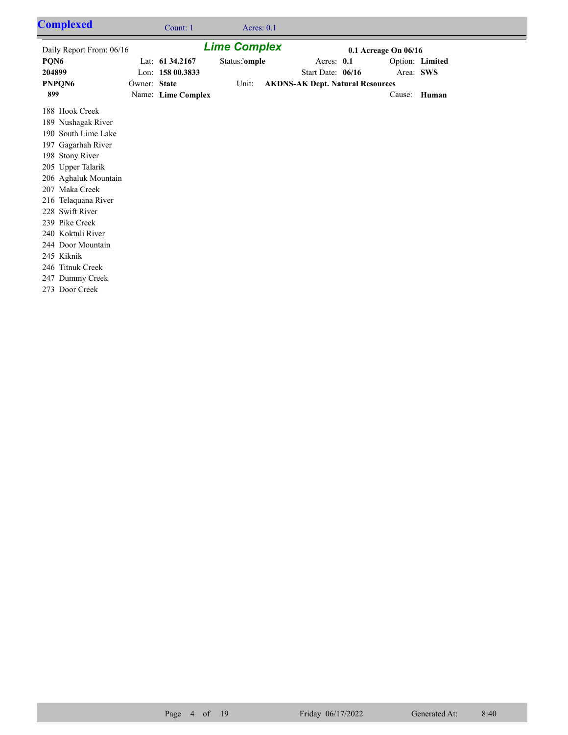## Complexed

Count: 1 Acres: 0.1

### *Lime Complex*

| | | | | |
|---|---|---|---|---|
| Daily Report From: 06/16 | | | | 0.1 Acreage On 06/16 |
| **PQN6** | Lat: **61 34.2167** | Status: **:omple** | Acres: **0.1** | Option: **Limited** |
| **204899** | Lon: **158 00.3833** | | Start Date: **06/16** | Area: **SWS** |
| **PNPQN6** | Owner: **State** | Unit: **AKDNS-AK Dept. Natural Resources** | | |
| **899** | Name: **Lime Complex** | | | Cause: **Human** |

188 Hook Creek
189 Nushagak River
190 South Lime Lake
197 Gagarhah River
198 Stony River
205 Upper Talarik
206 Aghaluk Mountain
207 Maka Creek
216 Telaquana River
228 Swift River
239 Pike Creek
240 Koktuli River
244 Door Mountain
245 Kiknik
246 Titnuk Creek
247 Dummy Creek
273 Door Creek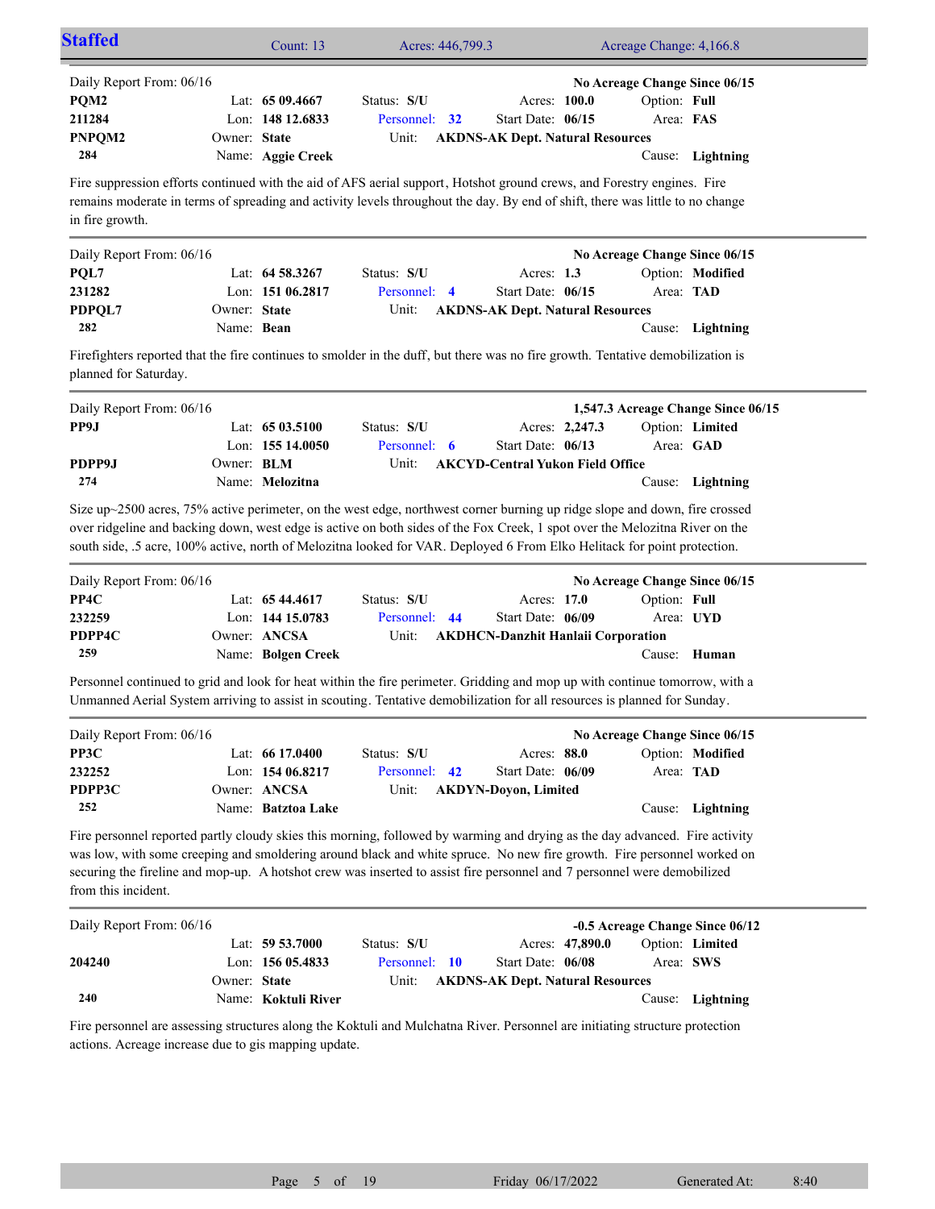## Staffed

Count: 13 | Acres: 446,799.3 | Acreage Change: 4,166.8

---

Daily Report From: 06/16 — **No Acreage Change Since 06/15**

| | | | | |
|---|---|---|---|---|
| **PQM2** | Lat: **65 09.4667** | Status: **S/U** | Acres: **100.0** | Option: **Full** |
| **211284** | Lon: **148 12.6833** | Personnel: **32** | Start Date: **06/15** | Area: **FAS** |
| **PNPQM2** | Owner: **State** | Unit: **AKDNS-AK Dept. Natural Resources** | | |
| **284** | Name: **Aggie Creek** | | | Cause: **Lightning** |

Fire suppression efforts continued with the aid of AFS aerial support, Hotshot ground crews, and Forestry engines. Fire remains moderate in terms of spreading and activity levels throughout the day. By end of shift, there was little to no change in fire growth.

---

Daily Report From: 06/16 — **No Acreage Change Since 06/15**

| | | | | |
|---|---|---|---|---|
| **PQL7** | Lat: **64 58.3267** | Status: **S/U** | Acres: **1.3** | Option: **Modified** |
| **231282** | Lon: **151 06.2817** | Personnel: **4** | Start Date: **06/15** | Area: **TAD** |
| **PDPQL7** | Owner: **State** | Unit: **AKDNS-AK Dept. Natural Resources** | | |
| **282** | Name: **Bean** | | | Cause: **Lightning** |

Firefighters reported that the fire continues to smolder in the duff, but there was no fire growth. Tentative demobilization is planned for Saturday.

---

Daily Report From: 06/16 — **1,547.3 Acreage Change Since 06/15**

| | | | | |
|---|---|---|---|---|
| **PP9J** | Lat: **65 03.5100** | Status: **S/U** | Acres: **2,247.3** | Option: **Limited** |
| | Lon: **155 14.0050** | Personnel: **6** | Start Date: **06/13** | Area: **GAD** |
| **PDPP9J** | Owner: **BLM** | Unit: **AKCYD-Central Yukon Field Office** | | |
| **274** | Name: **Melozitna** | | | Cause: **Lightning** |

Size up~2500 acres, 75% active perimeter, on the west edge, northwest corner burning up ridge slope and down, fire crossed over ridgeline and backing down, west edge is active on both sides of the Fox Creek, 1 spot over the Melozitna River on the south side, .5 acre, 100% active, north of Melozitna looked for VAR. Deployed 6 From Elko Helitack for point protection.

---

Daily Report From: 06/16 — **No Acreage Change Since 06/15**

| | | | | |
|---|---|---|---|---|
| **PP4C** | Lat: **65 44.4617** | Status: **S/U** | Acres: **17.0** | Option: **Full** |
| **232259** | Lon: **144 15.0783** | Personnel: **44** | Start Date: **06/09** | Area: **UYD** |
| **PDPP4C** | Owner: **ANCSA** | Unit: **AKDHCN-Danzhit Hanlaii Corporation** | | |
| **259** | Name: **Bolgen Creek** | | | Cause: **Human** |

Personnel continued to grid and look for heat within the fire perimeter. Gridding and mop up with continue tomorrow, with a Unmanned Aerial System arriving to assist in scouting. Tentative demobilization for all resources is planned for Sunday.

---

Daily Report From: 06/16 — **No Acreage Change Since 06/15**

| | | | | |
|---|---|---|---|---|
| **PP3C** | Lat: **66 17.0400** | Status: **S/U** | Acres: **88.0** | Option: **Modified** |
| **232252** | Lon: **154 06.8217** | Personnel: **42** | Start Date: **06/09** | Area: **TAD** |
| **PDPP3C** | Owner: **ANCSA** | Unit: **AKDYN-Doyon, Limited** | | |
| **252** | Name: **Batztoa Lake** | | | Cause: **Lightning** |

Fire personnel reported partly cloudy skies this morning, followed by warming and drying as the day advanced. Fire activity was low, with some creeping and smoldering around black and white spruce. No new fire growth. Fire personnel worked on securing the fireline and mop-up. A hotshot crew was inserted to assist fire personnel and 7 personnel were demobilized from this incident.

---

Daily Report From: 06/16 — **-0.5 Acreage Change Since 06/12**

| | | | | |
|---|---|---|---|---|
| | Lat: **59 53.7000** | Status: **S/U** | Acres: **47,890.0** | Option: **Limited** |
| **204240** | Lon: **156 05.4833** | Personnel: **10** | Start Date: **06/08** | Area: **SWS** |
| | Owner: **State** | Unit: **AKDNS-AK Dept. Natural Resources** | | |
| **240** | Name: **Koktuli River** | | | Cause: **Lightning** |

Fire personnel are assessing structures along the Koktuli and Mulchatna River. Personnel are initiating structure protection actions. Acreage increase due to gis mapping update.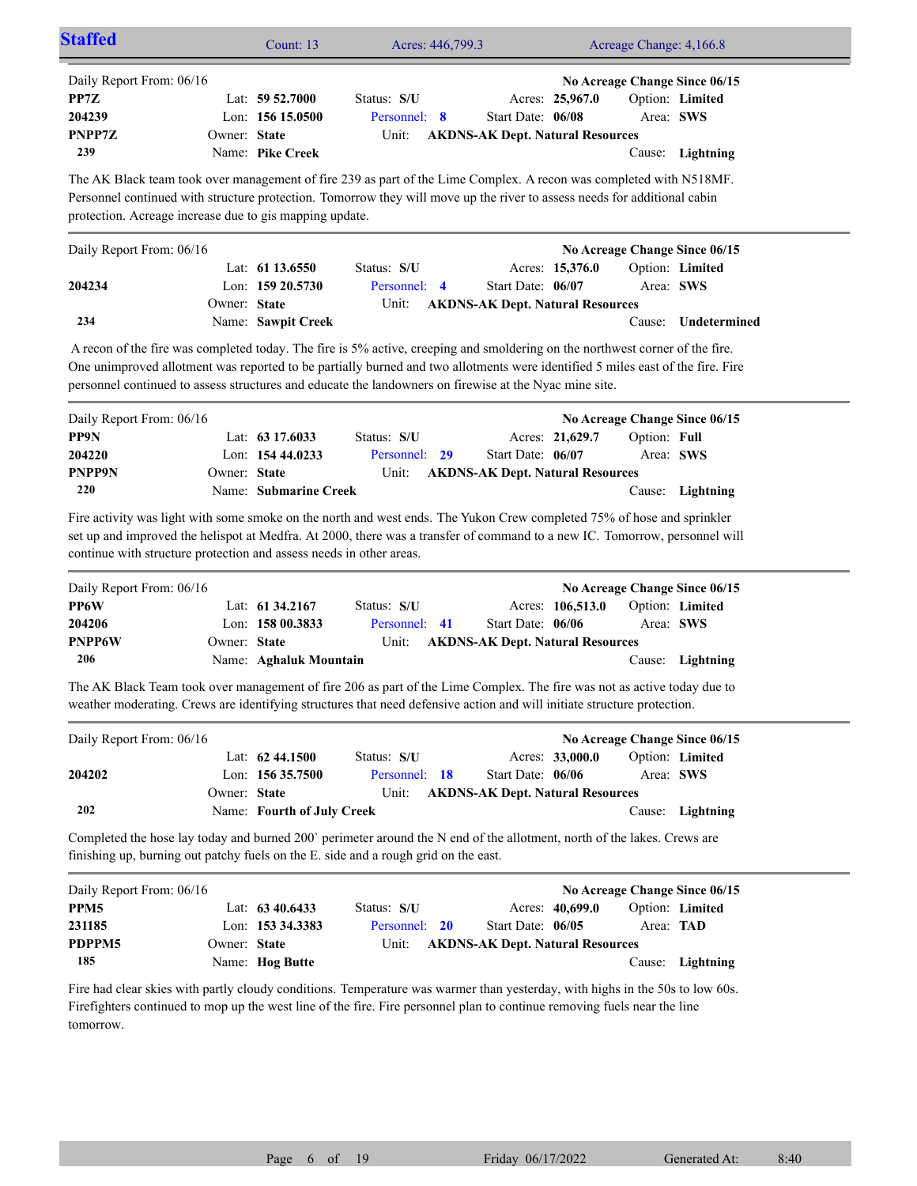## Staffed

Count: 13 | Acres: 446,799.3 | Acreage Change: 4,166.8

---

Daily Report From: 06/16 | No Acreage Change Since 06/15

| | | | | |
|---|---|---|---|---|
| **PP7Z** | Lat: **59 52.7000** | Status: **S/U** | Acres: **25,967.0** | Option: **Limited** |
| **204239** | Lon: **156 15.0500** | Personnel: **8** | Start Date: **06/08** | Area: **SWS** |
| **PNPP7Z** | Owner: **State** | Unit: **AKDNS-AK Dept. Natural Resources** | | |
| **239** | Name: **Pike Creek** | | | Cause: **Lightning** |

The AK Black team took over management of fire 239 as part of the Lime Complex. A recon was completed with N518MF. Personnel continued with structure protection. Tomorrow they will move up the river to assess needs for additional cabin protection. Acreage increase due to gis mapping update.

---

Daily Report From: 06/16 | No Acreage Change Since 06/15

| | | | | |
|---|---|---|---|---|
| | Lat: **61 13.6550** | Status: **S/U** | Acres: **15,376.0** | Option: **Limited** |
| **204234** | Lon: **159 20.5730** | Personnel: **4** | Start Date: **06/07** | Area: **SWS** |
| | Owner: **State** | Unit: **AKDNS-AK Dept. Natural Resources** | | |
| **234** | Name: **Sawpit Creek** | | | Cause: **Undetermined** |

A recon of the fire was completed today. The fire is 5% active, creeping and smoldering on the northwest corner of the fire. One unimproved allotment was reported to be partially burned and two allotments were identified 5 miles east of the fire. Fire personnel continued to assess structures and educate the landowners on firewise at the Nyac mine site.

---

Daily Report From: 06/16 | No Acreage Change Since 06/15

| | | | | |
|---|---|---|---|---|
| **PP9N** | Lat: **63 17.6033** | Status: **S/U** | Acres: **21,629.7** | Option: **Full** |
| **204220** | Lon: **154 44.0233** | Personnel: **29** | Start Date: **06/07** | Area: **SWS** |
| **PNPP9N** | Owner: **State** | Unit: **AKDNS-AK Dept. Natural Resources** | | |
| **220** | Name: **Submarine Creek** | | | Cause: **Lightning** |

Fire activity was light with some smoke on the north and west ends. The Yukon Crew completed 75% of hose and sprinkler set up and improved the helispot at Medfra. At 2000, there was a transfer of command to a new IC. Tomorrow, personnel will continue with structure protection and assess needs in other areas.

---

Daily Report From: 06/16 | No Acreage Change Since 06/15

| | | | | |
|---|---|---|---|---|
| **PP6W** | Lat: **61 34.2167** | Status: **S/U** | Acres: **106,513.0** | Option: **Limited** |
| **204206** | Lon: **158 00.3833** | Personnel: **41** | Start Date: **06/06** | Area: **SWS** |
| **PNPP6W** | Owner: **State** | Unit: **AKDNS-AK Dept. Natural Resources** | | |
| **206** | Name: **Aghaluk Mountain** | | | Cause: **Lightning** |

The AK Black Team took over management of fire 206 as part of the Lime Complex. The fire was not as active today due to weather moderating. Crews are identifying structures that need defensive action and will initiate structure protection.

---

Daily Report From: 06/16 | No Acreage Change Since 06/15

| | | | | |
|---|---|---|---|---|
| | Lat: **62 44.1500** | Status: **S/U** | Acres: **33,000.0** | Option: **Limited** |
| **204202** | Lon: **156 35.7500** | Personnel: **18** | Start Date: **06/06** | Area: **SWS** |
| | Owner: **State** | Unit: **AKDNS-AK Dept. Natural Resources** | | |
| **202** | Name: **Fourth of July Creek** | | | Cause: **Lightning** |

Completed the hose lay today and burned 200` perimeter around the N end of the allotment, north of the lakes. Crews are finishing up, burning out patchy fuels on the E. side and a rough grid on the east.

---

Daily Report From: 06/16 | No Acreage Change Since 06/15

| | | | | |
|---|---|---|---|---|
| **PPM5** | Lat: **63 40.6433** | Status: **S/U** | Acres: **40,699.0** | Option: **Limited** |
| **231185** | Lon: **153 34.3383** | Personnel: **20** | Start Date: **06/05** | Area: **TAD** |
| **PDPPM5** | Owner: **State** | Unit: **AKDNS-AK Dept. Natural Resources** | | |
| **185** | Name: **Hog Butte** | | | Cause: **Lightning** |

Fire had clear skies with partly cloudy conditions. Temperature was warmer than yesterday, with highs in the 50s to low 60s. Firefighters continued to mop up the west line of the fire. Fire personnel plan to continue removing fuels near the line tomorrow.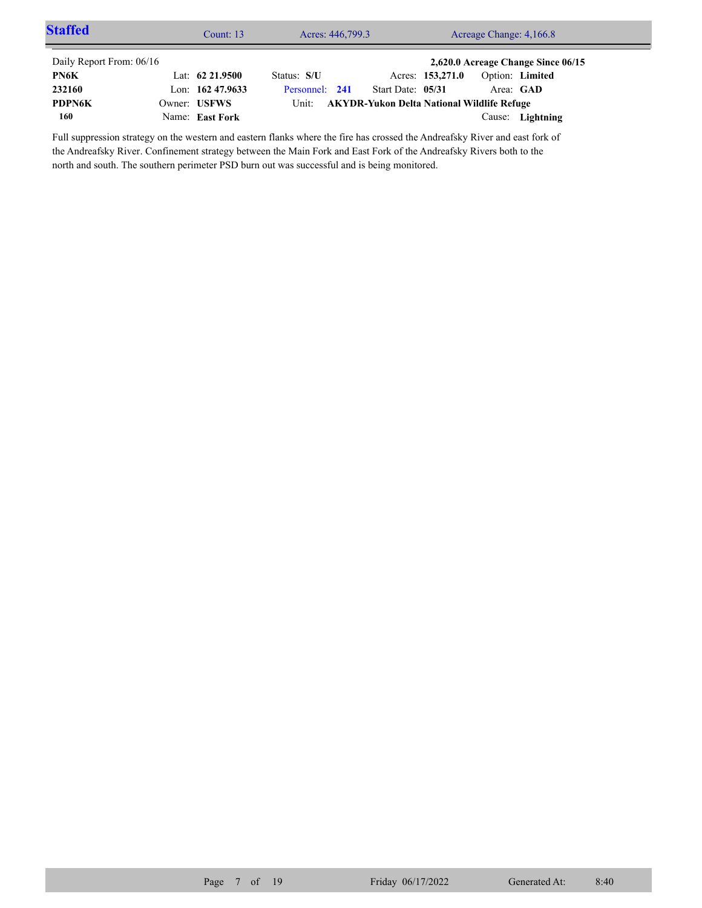## Staffed

Count: 13 | Acres: 446,799.3 | Acreage Change: 4,166.8

Daily Report From: 06/16 **2,620.0 Acreage Change Since 06/15**

| | | | | |
|---|---|---|---|---|
| **PN6K** | Lat: **62 21.9500** | Status: **S/U** | Acres: **153,271.0** | Option: **Limited** |
| **232160** | Lon: **162 47.9633** | Personnel: **241** | Start Date: **05/31** | Area: **GAD** |
| **PDPN6K** | Owner: **USFWS** | Unit: **AKYDR-Yukon Delta National Wildlife Refuge** | | |
| **160** | Name: **East Fork** | | | Cause: **Lightning** |

Full suppression strategy on the western and eastern flanks where the fire has crossed the Andreafsky River and east fork of the Andreafsky River. Confinement strategy between the Main Fork and East Fork of the Andreafsky Rivers both to the north and south. The southern perimeter PSD burn out was successful and is being monitored.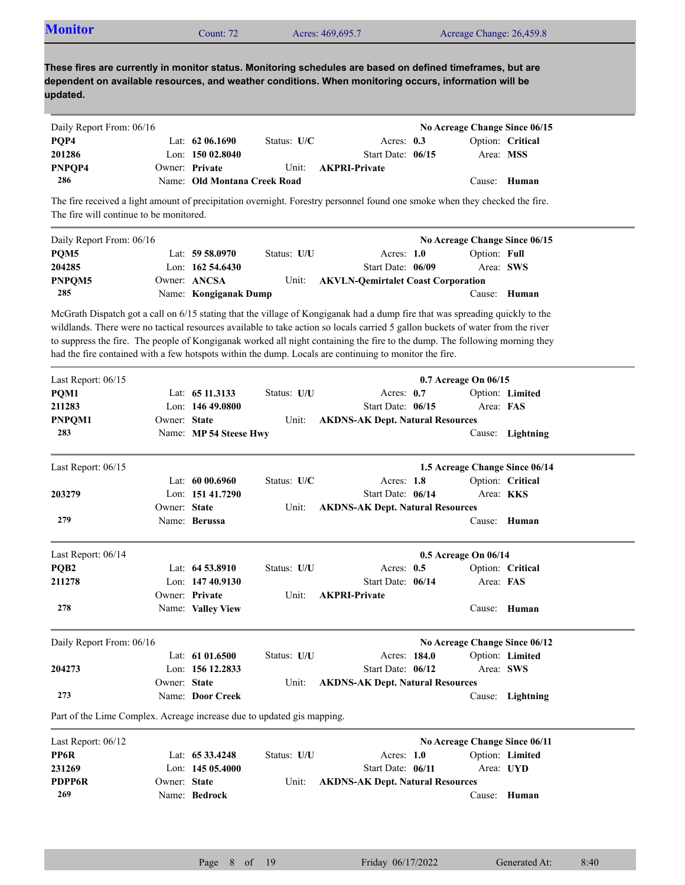## Monitor

Count: 72 | Acres: 469,695.7 | Acreage Change: 26,459.8

**These fires are currently in monitor status. Monitoring schedules are based on defined timeframes, but are dependent on available resources, and weather conditions. When monitoring occurs, information will be updated.**

---

Daily Report From: 06/16 — **No Acreage Change Since 06/15**

| | | | | |
|---|---|---|---|---|
| **PQP4** | Lat: **62 06.1690** | Status: **U/C** | Acres: **0.3** | Option: **Critical** |
| **201286** | Lon: **150 02.8040** | | Start Date: **06/15** | Area: **MSS** |
| **PNPQP4** | Owner: **Private** | Unit: **AKPRI-Private** | | |
| **286** | Name: **Old Montana Creek Road** | | | Cause: **Human** |

The fire received a light amount of precipitation overnight. Forestry personnel found one smoke when they checked the fire. The fire will continue to be monitored.

---

Daily Report From: 06/16 — **No Acreage Change Since 06/15**

| | | | | |
|---|---|---|---|---|
| **PQM5** | Lat: **59 58.0970** | Status: **U/U** | Acres: **1.0** | Option: **Full** |
| **204285** | Lon: **162 54.6430** | | Start Date: **06/09** | Area: **SWS** |
| **PNPQM5** | Owner: **ANCSA** | Unit: **AKVLN-Qemirtalet Coast Corporation** | | |
| **285** | Name: **Kongiganak Dump** | | | Cause: **Human** |

McGrath Dispatch got a call on 6/15 stating that the village of Kongiganak had a dump fire that was spreading quickly to the wildlands. There were no tactical resources available to take action so locals carried 5 gallon buckets of water from the river to suppress the fire. The people of Kongiganak worked all night containing the fire to the dump. The following morning they had the fire contained with a few hotspots within the dump. Locals are continuing to monitor the fire.

---

Last Report: 06/15 — **0.7 Acreage On 06/15**

| | | | | |
|---|---|---|---|---|
| **PQM1** | Lat: **65 11.3133** | Status: **U/U** | Acres: **0.7** | Option: **Limited** |
| **211283** | Lon: **146 49.0800** | | Start Date: **06/15** | Area: **FAS** |
| **PNPQM1** | Owner: **State** | Unit: **AKDNS-AK Dept. Natural Resources** | | |
| **283** | Name: **MP 54 Steese Hwy** | | | Cause: **Lightning** |

---

Last Report: 06/15 — **1.5 Acreage Change Since 06/14**

| | | | | |
|---|---|---|---|---|
| | Lat: **60 00.6960** | Status: **U/C** | Acres: **1.8** | Option: **Critical** |
| **203279** | Lon: **151 41.7290** | | Start Date: **06/14** | Area: **KKS** |
| | Owner: **State** | Unit: **AKDNS-AK Dept. Natural Resources** | | |
| **279** | Name: **Berussa** | | | Cause: **Human** |

---

Last Report: 06/14 — **0.5 Acreage On 06/14**

| | | | | |
|---|---|---|---|---|
| **PQB2** | Lat: **64 53.8910** | Status: **U/U** | Acres: **0.5** | Option: **Critical** |
| **211278** | Lon: **147 40.9130** | | Start Date: **06/14** | Area: **FAS** |
| | Owner: **Private** | Unit: **AKPRI-Private** | | |
| **278** | Name: **Valley View** | | | Cause: **Human** |

---

Daily Report From: 06/16 — **No Acreage Change Since 06/12**

| | | | | |
|---|---|---|---|---|
| | Lat: **61 01.6500** | Status: **U/U** | Acres: **184.0** | Option: **Limited** |
| **204273** | Lon: **156 12.2833** | | Start Date: **06/12** | Area: **SWS** |
| | Owner: **State** | Unit: **AKDNS-AK Dept. Natural Resources** | | |
| **273** | Name: **Door Creek** | | | Cause: **Lightning** |

Part of the Lime Complex. Acreage increase due to updated gis mapping.

---

Last Report: 06/12 — **No Acreage Change Since 06/11**

| | | | | |
|---|---|---|---|---|
| **PP6R** | Lat: **65 33.4248** | Status: **U/U** | Acres: **1.0** | Option: **Limited** |
| **231269** | Lon: **145 05.4000** | | Start Date: **06/11** | Area: **UYD** |
| **PDPP6R** | Owner: **State** | Unit: **AKDNS-AK Dept. Natural Resources** | | |
| **269** | Name: **Bedrock** | | | Cause: **Human** |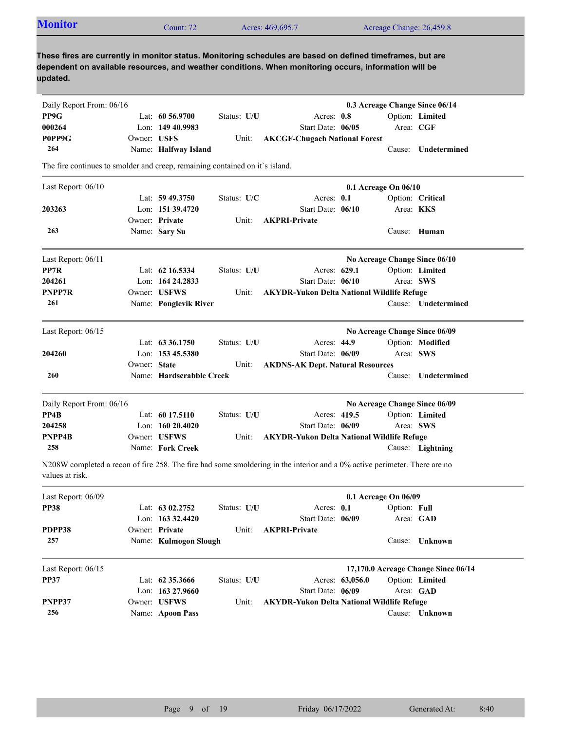## Monitor

Count: 72 Acres: 469,695.7 Acreage Change: 26,459.8

**These fires are currently in monitor status. Monitoring schedules are based on defined timeframes, but are dependent on available resources, and weather conditions. When monitoring occurs, information will be updated.**

---

Daily Report From: 06/16 — **0.3 Acreage Change Since 06/14**

| | | | | |
|---|---|---|---|---|
| **PP9G** | Lat: **60 56.9700** | Status: **U/U** | Acres: **0.8** | Option: **Limited** |
| **000264** | Lon: **149 40.9983** | | Start Date: **06/05** | Area: **CGF** |
| **P0PP9G** | Owner: **USFS** | Unit: **AKCGF-Chugach National Forest** | | |
| **264** | Name: **Halfway Island** | | | Cause: **Undetermined** |

The fire continues to smolder and creep, remaining contained on it`s island.

---

Last Report: 06/10 — **0.1 Acreage On 06/10**

| | | | | |
|---|---|---|---|---|
| | Lat: **59 49.3750** | Status: **U/C** | Acres: **0.1** | Option: **Critical** |
| **203263** | Lon: **151 39.4720** | | Start Date: **06/10** | Area: **KKS** |
| | Owner: **Private** | Unit: **AKPRI-Private** | | |
| **263** | Name: **Sary Su** | | | Cause: **Human** |

---

Last Report: 06/11 — **No Acreage Change Since 06/10**

| | | | | |
|---|---|---|---|---|
| **PP7R** | Lat: **62 16.5334** | Status: **U/U** | Acres: **629.1** | Option: **Limited** |
| **204261** | Lon: **164 24.2833** | | Start Date: **06/10** | Area: **SWS** |
| **PNPP7R** | Owner: **USFWS** | Unit: **AKYDR-Yukon Delta National Wildlife Refuge** | | |
| **261** | Name: **Ponglevik River** | | | Cause: **Undetermined** |

---

Last Report: 06/15 — **No Acreage Change Since 06/09**

| | | | | |
|---|---|---|---|---|
| | Lat: **63 36.1750** | Status: **U/U** | Acres: **44.9** | Option: **Modified** |
| **204260** | Lon: **153 45.5380** | | Start Date: **06/09** | Area: **SWS** |
| | Owner: **State** | Unit: **AKDNS-AK Dept. Natural Resources** | | |
| **260** | Name: **Hardscrabble Creek** | | | Cause: **Undetermined** |

---

Daily Report From: 06/16 — **No Acreage Change Since 06/09**

| | | | | |
|---|---|---|---|---|
| **PP4B** | Lat: **60 17.5110** | Status: **U/U** | Acres: **419.5** | Option: **Limited** |
| **204258** | Lon: **160 20.4020** | | Start Date: **06/09** | Area: **SWS** |
| **PNPP4B** | Owner: **USFWS** | Unit: **AKYDR-Yukon Delta National Wildlife Refuge** | | |
| **258** | Name: **Fork Creek** | | | Cause: **Lightning** |

N208W completed a recon of fire 258. The fire had some smoldering in the interior and a 0% active perimeter. There are no values at risk.

---

Last Report: 06/09 — **0.1 Acreage On 06/09**

| | | | | |
|---|---|---|---|---|
| **PP38** | Lat: **63 02.2752** | Status: **U/U** | Acres: **0.1** | Option: **Full** |
| | Lon: **163 32.4420** | | Start Date: **06/09** | Area: **GAD** |
| **PDPP38** | Owner: **Private** | Unit: **AKPRI-Private** | | |
| **257** | Name: **Kulmogon Slough** | | | Cause: **Unknown** |

---

Last Report: 06/15 — **17,170.0 Acreage Change Since 06/14**

| | | | | |
|---|---|---|---|---|
| **PP37** | Lat: **62 35.3666** | Status: **U/U** | Acres: **63,056.0** | Option: **Limited** |
| | Lon: **163 27.9660** | | Start Date: **06/09** | Area: **GAD** |
| **PNPP37** | Owner: **USFWS** | Unit: **AKYDR-Yukon Delta National Wildlife Refuge** | | |
| **256** | Name: **Apoon Pass** | | | Cause: **Unknown** |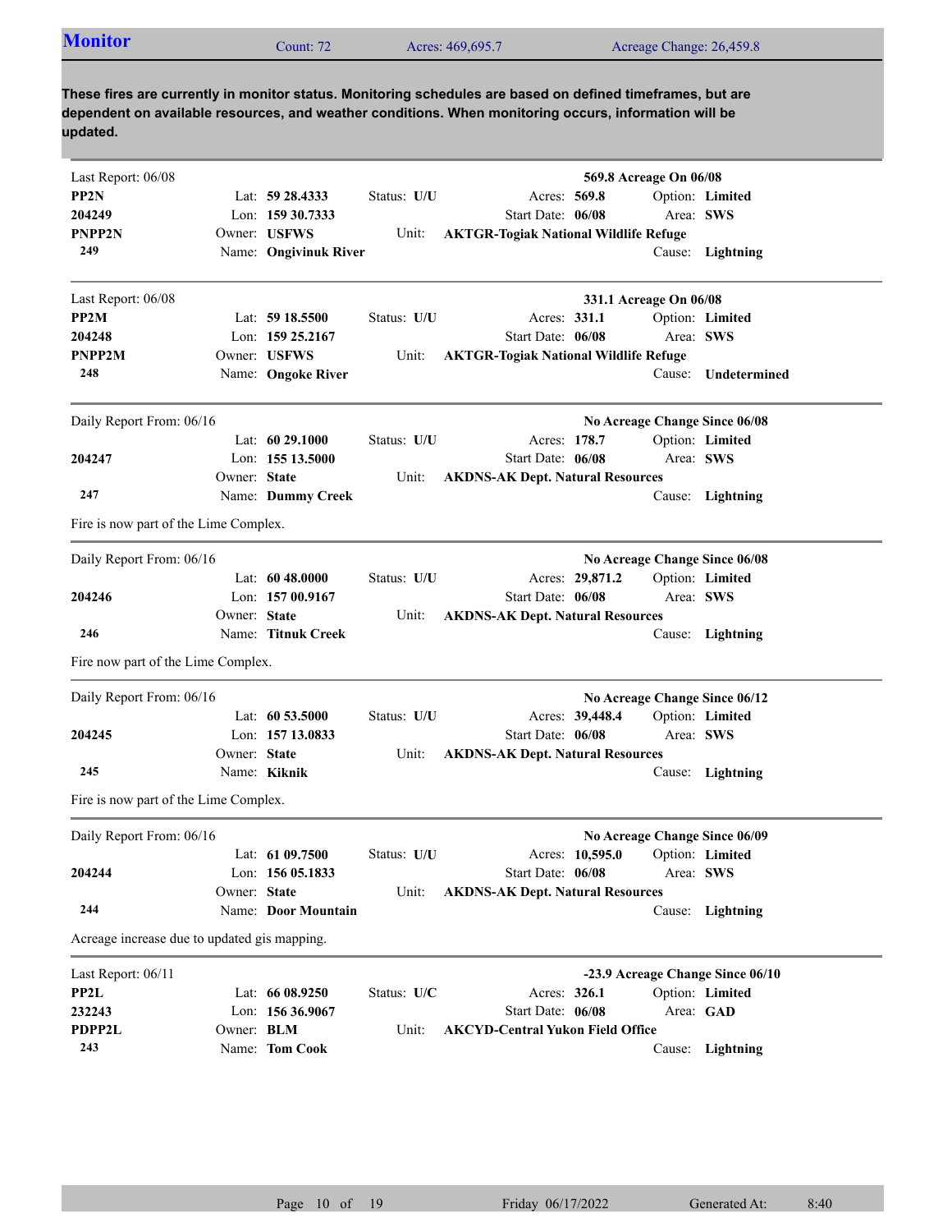## Monitor

Count: 72 | Acres: 469,695.7 | Acreage Change: 26,459.8

**These fires are currently in monitor status. Monitoring schedules are based on defined timeframes, but are dependent on available resources, and weather conditions. When monitoring occurs, information will be updated.**

---

Last Report: 06/08 | **569.8 Acreage On 06/08**

| | | | | | |
|---|---|---|---|---|---|
| **PP2N** | Lat: **59 28.4333** | Status: **U/U** | Acres: **569.8** | Option: **Limited** | |
| **204249** | Lon: **159 30.7333** | | Start Date: **06/08** | Area: **SWS** | |
| **PNPP2N** | Owner: **USFWS** | Unit: | **AKTGR-Togiak National Wildlife Refuge** | | |
| **249** | Name: **Ongivinuk River** | | | Cause: **Lightning** | |

---

Last Report: 06/08 | **331.1 Acreage On 06/08**

| | | | | | |
|---|---|---|---|---|---|
| **PP2M** | Lat: **59 18.5500** | Status: **U/U** | Acres: **331.1** | Option: **Limited** | |
| **204248** | Lon: **159 25.2167** | | Start Date: **06/08** | Area: **SWS** | |
| **PNPP2M** | Owner: **USFWS** | Unit: | **AKTGR-Togiak National Wildlife Refuge** | | |
| **248** | Name: **Ongoke River** | | | Cause: **Undetermined** | |

---

Daily Report From: 06/16 | **No Acreage Change Since 06/08**

| | | | | | |
|---|---|---|---|---|---|
| | Lat: **60 29.1000** | Status: **U/U** | Acres: **178.7** | Option: **Limited** | |
| **204247** | Lon: **155 13.5000** | | Start Date: **06/08** | Area: **SWS** | |
| | Owner: **State** | Unit: | **AKDNS-AK Dept. Natural Resources** | | |
| **247** | Name: **Dummy Creek** | | | Cause: **Lightning** | |

Fire is now part of the Lime Complex.

---

Daily Report From: 06/16 | **No Acreage Change Since 06/08**

| | | | | | |
|---|---|---|---|---|---|
| | Lat: **60 48.0000** | Status: **U/U** | Acres: **29,871.2** | Option: **Limited** | |
| **204246** | Lon: **157 00.9167** | | Start Date: **06/08** | Area: **SWS** | |
| | Owner: **State** | Unit: | **AKDNS-AK Dept. Natural Resources** | | |
| **246** | Name: **Titnuk Creek** | | | Cause: **Lightning** | |

Fire now part of the Lime Complex.

---

Daily Report From: 06/16 | **No Acreage Change Since 06/12**

| | | | | | |
|---|---|---|---|---|---|
| | Lat: **60 53.5000** | Status: **U/U** | Acres: **39,448.4** | Option: **Limited** | |
| **204245** | Lon: **157 13.0833** | | Start Date: **06/08** | Area: **SWS** | |
| | Owner: **State** | Unit: | **AKDNS-AK Dept. Natural Resources** | | |
| **245** | Name: **Kiknik** | | | Cause: **Lightning** | |

Fire is now part of the Lime Complex.

---

Daily Report From: 06/16 | **No Acreage Change Since 06/09**

| | | | | | |
|---|---|---|---|---|---|
| | Lat: **61 09.7500** | Status: **U/U** | Acres: **10,595.0** | Option: **Limited** | |
| **204244** | Lon: **156 05.1833** | | Start Date: **06/08** | Area: **SWS** | |
| | Owner: **State** | Unit: | **AKDNS-AK Dept. Natural Resources** | | |
| **244** | Name: **Door Mountain** | | | Cause: **Lightning** | |

Acreage increase due to updated gis mapping.

---

Last Report: 06/11 | **-23.9 Acreage Change Since 06/10**

| | | | | | |
|---|---|---|---|---|---|
| **PP2L** | Lat: **66 08.9250** | Status: **U/C** | Acres: **326.1** | Option: **Limited** | |
| **232243** | Lon: **156 36.9067** | | Start Date: **06/08** | Area: **GAD** | |
| **PDPP2L** | Owner: **BLM** | Unit: | **AKCYD-Central Yukon Field Office** | | |
| **243** | Name: **Tom Cook** | | | Cause: **Lightning** | |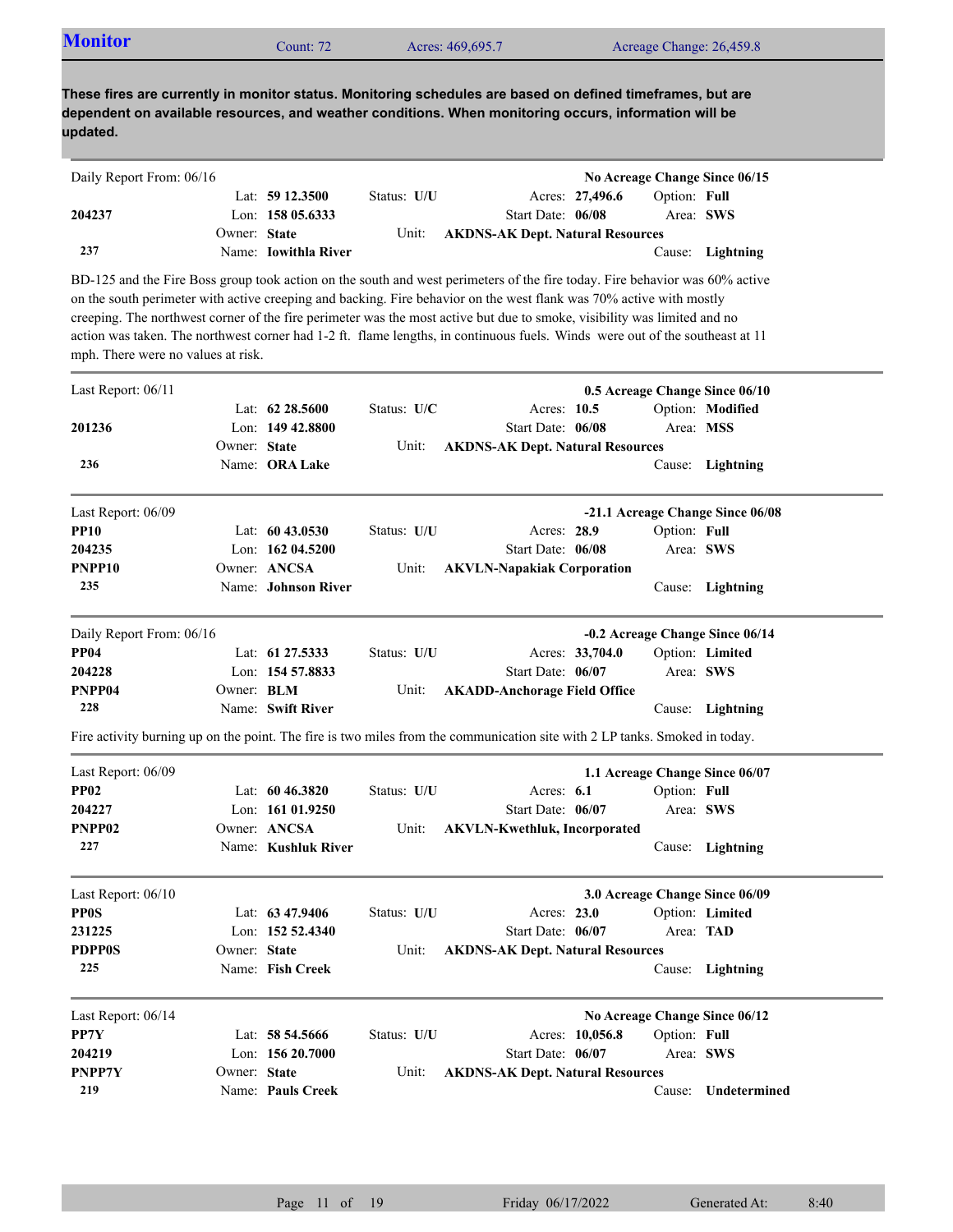## Monitor

Count: 72 | Acres: 469,695.7 | Acreage Change: 26,459.8

**These fires are currently in monitor status. Monitoring schedules are based on defined timeframes, but are dependent on available resources, and weather conditions. When monitoring occurs, information will be updated.**

---

Daily Report From: 06/16 — **No Acreage Change Since 06/15**

| | | | | |
|---|---|---|---|---|
| | Lat: **59 12.3500** | Status: **U/U** | Acres: **27,496.6** | Option: **Full** |
| **204237** | Lon: **158 05.6333** | | Start Date: **06/08** | Area: **SWS** |
| | Owner: **State** | Unit: | **AKDNS-AK Dept. Natural Resources** | |
| **237** | Name: **Iowithla River** | | | Cause: **Lightning** |

BD-125 and the Fire Boss group took action on the south and west perimeters of the fire today. Fire behavior was 60% active on the south perimeter with active creeping and backing. Fire behavior on the west flank was 70% active with mostly creeping. The northwest corner of the fire perimeter was the most active but due to smoke, visibility was limited and no action was taken. The northwest corner had 1-2 ft. flame lengths, in continuous fuels. Winds were out of the southeast at 11 mph. There were no values at risk.

---

Last Report: 06/11 — **0.5 Acreage Change Since 06/10**

| | | | | |
|---|---|---|---|---|
| | Lat: **62 28.5600** | Status: **U/C** | Acres: **10.5** | Option: **Modified** |
| **201236** | Lon: **149 42.8800** | | Start Date: **06/08** | Area: **MSS** |
| | Owner: **State** | Unit: | **AKDNS-AK Dept. Natural Resources** | |
| **236** | Name: **ORA Lake** | | | Cause: **Lightning** |

---

Last Report: 06/09 — **-21.1 Acreage Change Since 06/08**

| | | | | |
|---|---|---|---|---|
| **PP10** | Lat: **60 43.0530** | Status: **U/U** | Acres: **28.9** | Option: **Full** |
| **204235** | Lon: **162 04.5200** | | Start Date: **06/08** | Area: **SWS** |
| **PNPP10** | Owner: **ANCSA** | Unit: | **AKVLN-Napakiak Corporation** | |
| **235** | Name: **Johnson River** | | | Cause: **Lightning** |

---

Daily Report From: 06/16 — **-0.2 Acreage Change Since 06/14**

| | | | | |
|---|---|---|---|---|
| **PP04** | Lat: **61 27.5333** | Status: **U/U** | Acres: **33,704.0** | Option: **Limited** |
| **204228** | Lon: **154 57.8833** | | Start Date: **06/07** | Area: **SWS** |
| **PNPP04** | Owner: **BLM** | Unit: | **AKADD-Anchorage Field Office** | |
| **228** | Name: **Swift River** | | | Cause: **Lightning** |

Fire activity burning up on the point. The fire is two miles from the communication site with 2 LP tanks. Smoked in today.

---

Last Report: 06/09 — **1.1 Acreage Change Since 06/07**

| | | | | |
|---|---|---|---|---|
| **PP02** | Lat: **60 46.3820** | Status: **U/U** | Acres: **6.1** | Option: **Full** |
| **204227** | Lon: **161 01.9250** | | Start Date: **06/07** | Area: **SWS** |
| **PNPP02** | Owner: **ANCSA** | Unit: | **AKVLN-Kwethluk, Incorporated** | |
| **227** | Name: **Kushluk River** | | | Cause: **Lightning** |

---

Last Report: 06/10 — **3.0 Acreage Change Since 06/09**

| | | | | |
|---|---|---|---|---|
| **PP0S** | Lat: **63 47.9406** | Status: **U/U** | Acres: **23.0** | Option: **Limited** |
| **231225** | Lon: **152 52.4340** | | Start Date: **06/07** | Area: **TAD** |
| **PDPP0S** | Owner: **State** | Unit: | **AKDNS-AK Dept. Natural Resources** | |
| **225** | Name: **Fish Creek** | | | Cause: **Lightning** |

---

Last Report: 06/14 — **No Acreage Change Since 06/12**

| | | | | |
|---|---|---|---|---|
| **PP7Y** | Lat: **58 54.5666** | Status: **U/U** | Acres: **10,056.8** | Option: **Full** |
| **204219** | Lon: **156 20.7000** | | Start Date: **06/07** | Area: **SWS** |
| **PNPP7Y** | Owner: **State** | Unit: | **AKDNS-AK Dept. Natural Resources** | |
| **219** | Name: **Pauls Creek** | | | Cause: **Undetermined** |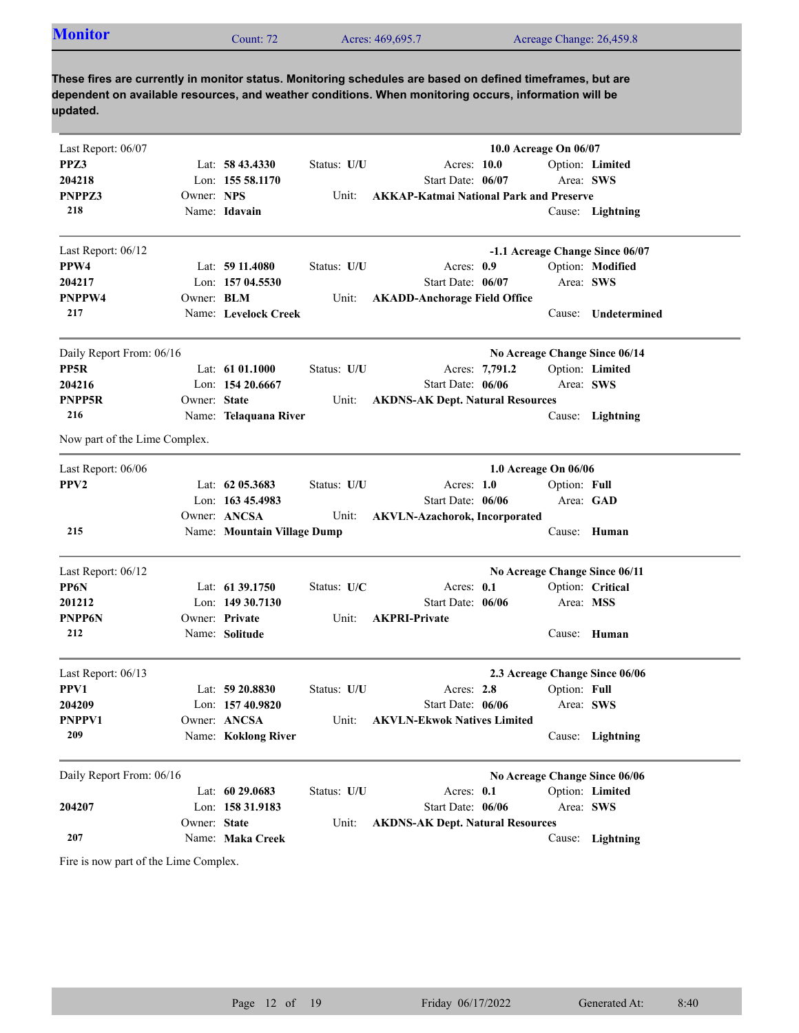## Monitor

Count: 72 | Acres: 469,695.7 | Acreage Change: 26,459.8

**These fires are currently in monitor status. Monitoring schedules are based on defined timeframes, but are dependent on available resources, and weather conditions. When monitoring occurs, information will be updated.**

---

Last Report: 06/07 — **10.0 Acreage On 06/07**

| | | | |
|---|---|---|---|
| **PPZ3** | Lat: **58 43.4330** | Status: **U/U** | Acres: **10.0** — Option: **Limited** |
| **204218** | Lon: **155 58.1170** | | Start Date: **06/07** — Area: **SWS** |
| **PNPPZ3** | Owner: **NPS** | Unit: | **AKKAP-Katmai National Park and Preserve** |
| **218** | Name: **Idavain** | | Cause: **Lightning** |

---

Last Report: 06/12 — **-1.1 Acreage Change Since 06/07**

| | | | |
|---|---|---|---|
| **PPW4** | Lat: **59 11.4080** | Status: **U/U** | Acres: **0.9** — Option: **Modified** |
| **204217** | Lon: **157 04.5530** | | Start Date: **06/07** — Area: **SWS** |
| **PNPPW4** | Owner: **BLM** | Unit: | **AKADD-Anchorage Field Office** |
| **217** | Name: **Levelock Creek** | | Cause: **Undetermined** |

---

Daily Report From: 06/16 — **No Acreage Change Since 06/14**

| | | | |
|---|---|---|---|
| **PP5R** | Lat: **61 01.1000** | Status: **U/U** | Acres: **7,791.2** — Option: **Limited** |
| **204216** | Lon: **154 20.6667** | | Start Date: **06/06** — Area: **SWS** |
| **PNPP5R** | Owner: **State** | Unit: | **AKDNS-AK Dept. Natural Resources** |
| **216** | Name: **Telaquana River** | | Cause: **Lightning** |

Now part of the Lime Complex.

---

Last Report: 06/06 — **1.0 Acreage On 06/06**

| | | | |
|---|---|---|---|
| **PPV2** | Lat: **62 05.3683** | Status: **U/U** | Acres: **1.0** — Option: **Full** |
| | Lon: **163 45.4983** | | Start Date: **06/06** — Area: **GAD** |
| | Owner: **ANCSA** | Unit: | **AKVLN-Azachorok, Incorporated** |
| **215** | Name: **Mountain Village Dump** | | Cause: **Human** |

---

Last Report: 06/12 — **No Acreage Change Since 06/11**

| | | | |
|---|---|---|---|
| **PP6N** | Lat: **61 39.1750** | Status: **U/C** | Acres: **0.1** — Option: **Critical** |
| **201212** | Lon: **149 30.7130** | | Start Date: **06/06** — Area: **MSS** |
| **PNPP6N** | Owner: **Private** | Unit: | **AKPRI-Private** |
| **212** | Name: **Solitude** | | Cause: **Human** |

---

Last Report: 06/13 — **2.3 Acreage Change Since 06/06**

| | | | |
|---|---|---|---|
| **PPV1** | Lat: **59 20.8830** | Status: **U/U** | Acres: **2.8** — Option: **Full** |
| **204209** | Lon: **157 40.9820** | | Start Date: **06/06** — Area: **SWS** |
| **PNPPV1** | Owner: **ANCSA** | Unit: | **AKVLN-Ekwok Natives Limited** |
| **209** | Name: **Koklong River** | | Cause: **Lightning** |

---

Daily Report From: 06/16 — **No Acreage Change Since 06/06**

| | | | |
|---|---|---|---|
| | Lat: **60 29.0683** | Status: **U/U** | Acres: **0.1** — Option: **Limited** |
| **204207** | Lon: **158 31.9183** | | Start Date: **06/06** — Area: **SWS** |
| | Owner: **State** | Unit: | **AKDNS-AK Dept. Natural Resources** |
| **207** | Name: **Maka Creek** | | Cause: **Lightning** |

Fire is now part of the Lime Complex.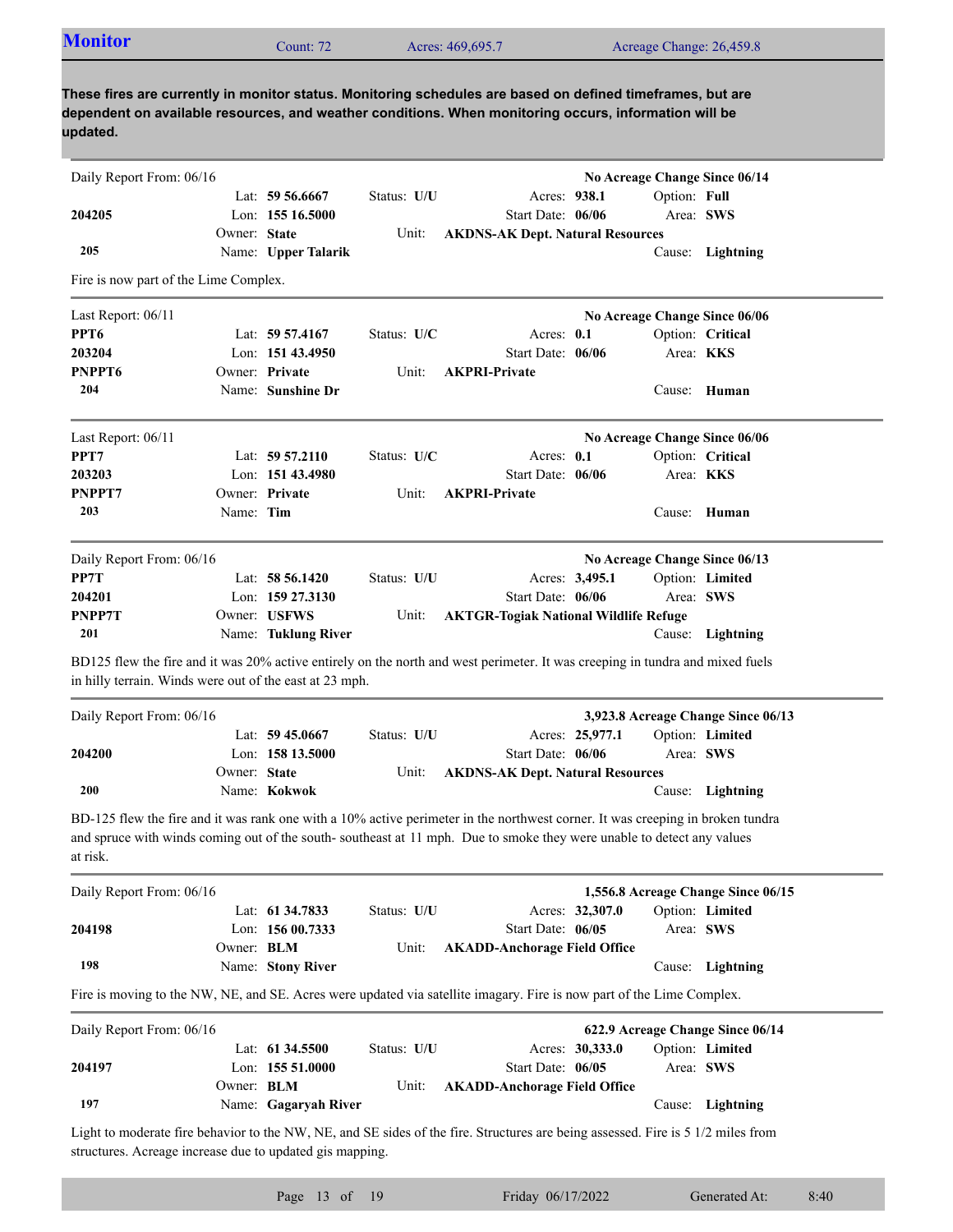## Monitor

Count: 72 | Acres: 469,695.7 | Acreage Change: 26,459.8

**These fires are currently in monitor status. Monitoring schedules are based on defined timeframes, but are dependent on available resources, and weather conditions. When monitoring occurs, information will be updated.**

---

Daily Report From: 06/16 — **No Acreage Change Since 06/14**

| | | | |
|---|---|---|---|
| **204205** | Lat: **59 56.6667** | Status: **U/U** | Acres: **938.1** | 
| | Lon: **155 16.5000** | Start Date: **06/06** | Option: **Full** |
| **205** | Owner: **State** | Unit: **AKDNS-AK Dept. Natural Resources** | Area: **SWS** |
| | Name: **Upper Talarik** | | Cause: **Lightning** |

Fire is now part of the Lime Complex.

---

Last Report: 06/11 — **No Acreage Change Since 06/06**

| | | | |
|---|---|---|---|
| **PPT6** | Lat: **59 57.4167** | Status: **U/C** | Acres: **0.1** |
| **203204** | Lon: **151 43.4950** | Start Date: **06/06** | Option: **Critical** |
| **PNPPT6** | Owner: **Private** | Unit: **AKPRI-Private** | Area: **KKS** |
| **204** | Name: **Sunshine Dr** | | Cause: **Human** |

---

Last Report: 06/11 — **No Acreage Change Since 06/06**

| | | | |
|---|---|---|---|
| **PPT7** | Lat: **59 57.2110** | Status: **U/C** | Acres: **0.1** |
| **203203** | Lon: **151 43.4980** | Start Date: **06/06** | Option: **Critical** |
| **PNPPT7** | Owner: **Private** | Unit: **AKPRI-Private** | Area: **KKS** |
| **203** | Name: **Tim** | | Cause: **Human** |

---

Daily Report From: 06/16 — **No Acreage Change Since 06/13**

| | | | |
|---|---|---|---|
| **PP7T** | Lat: **58 56.1420** | Status: **U/U** | Acres: **3,495.1** |
| **204201** | Lon: **159 27.3130** | Start Date: **06/06** | Option: **Limited** |
| **PNPP7T** | Owner: **USFWS** | Unit: **AKTGR-Togiak National Wildlife Refuge** | Area: **SWS** |
| **201** | Name: **Tuklung River** | | Cause: **Lightning** |

BD125 flew the fire and it was 20% active entirely on the north and west perimeter. It was creeping in tundra and mixed fuels in hilly terrain. Winds were out of the east at 23 mph.

---

Daily Report From: 06/16 — **3,923.8 Acreage Change Since 06/13**

| | | | |
|---|---|---|---|
| **204200** | Lat: **59 45.0667** | Status: **U/U** | Acres: **25,977.1** |
| | Lon: **158 13.5000** | Start Date: **06/06** | Option: **Limited** |
| **200** | Owner: **State** | Unit: **AKDNS-AK Dept. Natural Resources** | Area: **SWS** |
| | Name: **Kokwok** | | Cause: **Lightning** |

BD-125 flew the fire and it was rank one with a 10% active perimeter in the northwest corner. It was creeping in broken tundra and spruce with winds coming out of the south- southeast at 11 mph. Due to smoke they were unable to detect any values at risk.

---

Daily Report From: 06/16 — **1,556.8 Acreage Change Since 06/15**

| | | | |
|---|---|---|---|
| **204198** | Lat: **61 34.7833** | Status: **U/U** | Acres: **32,307.0** |
| | Lon: **156 00.7333** | Start Date: **06/05** | Option: **Limited** |
| **198** | Owner: **BLM** | Unit: **AKADD-Anchorage Field Office** | Area: **SWS** |
| | Name: **Stony River** | | Cause: **Lightning** |

Fire is moving to the NW, NE, and SE. Acres were updated via satellite imagary. Fire is now part of the Lime Complex.

---

Daily Report From: 06/16 — **622.9 Acreage Change Since 06/14**

| | | | |
|---|---|---|---|
| **204197** | Lat: **61 34.5500** | Status: **U/U** | Acres: **30,333.0** |
| | Lon: **155 51.0000** | Start Date: **06/05** | Option: **Limited** |
| **197** | Owner: **BLM** | Unit: **AKADD-Anchorage Field Office** | Area: **SWS** |
| | Name: **Gagaryah River** | | Cause: **Lightning** |

Light to moderate fire behavior to the NW, NE, and SE sides of the fire. Structures are being assessed. Fire is 5 1/2 miles from structures. Acreage increase due to updated gis mapping.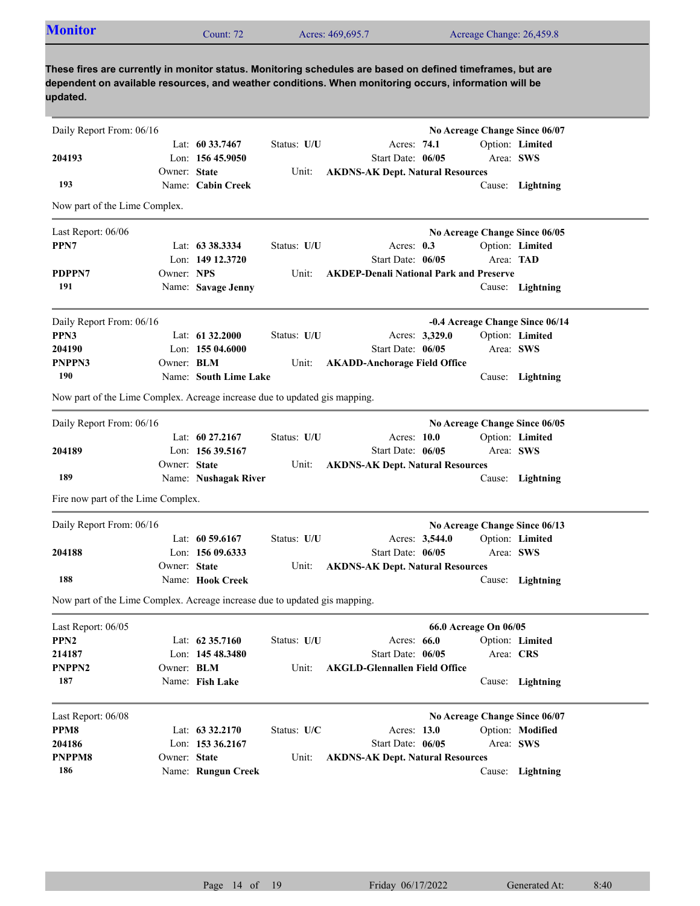## Monitor

Count: 72 | Acres: 469,695.7 | Acreage Change: 26,459.8

**These fires are currently in monitor status. Monitoring schedules are based on defined timeframes, but are dependent on available resources, and weather conditions. When monitoring occurs, information will be updated.**

---

Daily Report From: 06/16 — **No Acreage Change Since 06/07**

| | | | |
|---|---|---|---|
| | Lat: **60 33.7467** | Status: **U/U** | Acres: **74.1** — Option: **Limited** |
| **204193** | Lon: **156 45.9050** | | Start Date: **06/05** — Area: **SWS** |
| | Owner: **State** | Unit: | **AKDNS-AK Dept. Natural Resources** |
| **193** | Name: **Cabin Creek** | | Cause: **Lightning** |

Now part of the Lime Complex.

---

Last Report: 06/06 — **No Acreage Change Since 06/05**

| | | | |
|---|---|---|---|
| **PPN7** | Lat: **63 38.3334** | Status: **U/U** | Acres: **0.3** — Option: **Limited** |
| | Lon: **149 12.3720** | | Start Date: **06/05** — Area: **TAD** |
| **PDPPN7** | Owner: **NPS** | Unit: | **AKDEP-Denali National Park and Preserve** |
| **191** | Name: **Savage Jenny** | | Cause: **Lightning** |

---

Daily Report From: 06/16 — **-0.4 Acreage Change Since 06/14**

| | | | |
|---|---|---|---|
| **PPN3** | Lat: **61 32.2000** | Status: **U/U** | Acres: **3,329.0** — Option: **Limited** |
| **204190** | Lon: **155 04.6000** | | Start Date: **06/05** — Area: **SWS** |
| **PNPPN3** | Owner: **BLM** | Unit: | **AKADD-Anchorage Field Office** |
| **190** | Name: **South Lime Lake** | | Cause: **Lightning** |

Now part of the Lime Complex. Acreage increase due to updated gis mapping.

---

Daily Report From: 06/16 — **No Acreage Change Since 06/05**

| | | | |
|---|---|---|---|
| | Lat: **60 27.2167** | Status: **U/U** | Acres: **10.0** — Option: **Limited** |
| **204189** | Lon: **156 39.5167** | | Start Date: **06/05** — Area: **SWS** |
| | Owner: **State** | Unit: | **AKDNS-AK Dept. Natural Resources** |
| **189** | Name: **Nushagak River** | | Cause: **Lightning** |

Fire now part of the Lime Complex.

---

Daily Report From: 06/16 — **No Acreage Change Since 06/13**

| | | | |
|---|---|---|---|
| | Lat: **60 59.6167** | Status: **U/U** | Acres: **3,544.0** — Option: **Limited** |
| **204188** | Lon: **156 09.6333** | | Start Date: **06/05** — Area: **SWS** |
| | Owner: **State** | Unit: | **AKDNS-AK Dept. Natural Resources** |
| **188** | Name: **Hook Creek** | | Cause: **Lightning** |

Now part of the Lime Complex. Acreage increase due to updated gis mapping.

---

Last Report: 06/05 — **66.0 Acreage On 06/05**

| | | | |
|---|---|---|---|
| **PPN2** | Lat: **62 35.7160** | Status: **U/U** | Acres: **66.0** — Option: **Limited** |
| **214187** | Lon: **145 48.3480** | | Start Date: **06/05** — Area: **CRS** |
| **PNPPN2** | Owner: **BLM** | Unit: | **AKGLD-Glennallen Field Office** |
| **187** | Name: **Fish Lake** | | Cause: **Lightning** |

---

Last Report: 06/08 — **No Acreage Change Since 06/07**

| | | | |
|---|---|---|---|
| **PPM8** | Lat: **63 32.2170** | Status: **U/C** | Acres: **13.0** — Option: **Modified** |
| **204186** | Lon: **153 36.2167** | | Start Date: **06/05** — Area: **SWS** |
| **PNPPM8** | Owner: **State** | Unit: | **AKDNS-AK Dept. Natural Resources** |
| **186** | Name: **Rungun Creek** | | Cause: **Lightning** |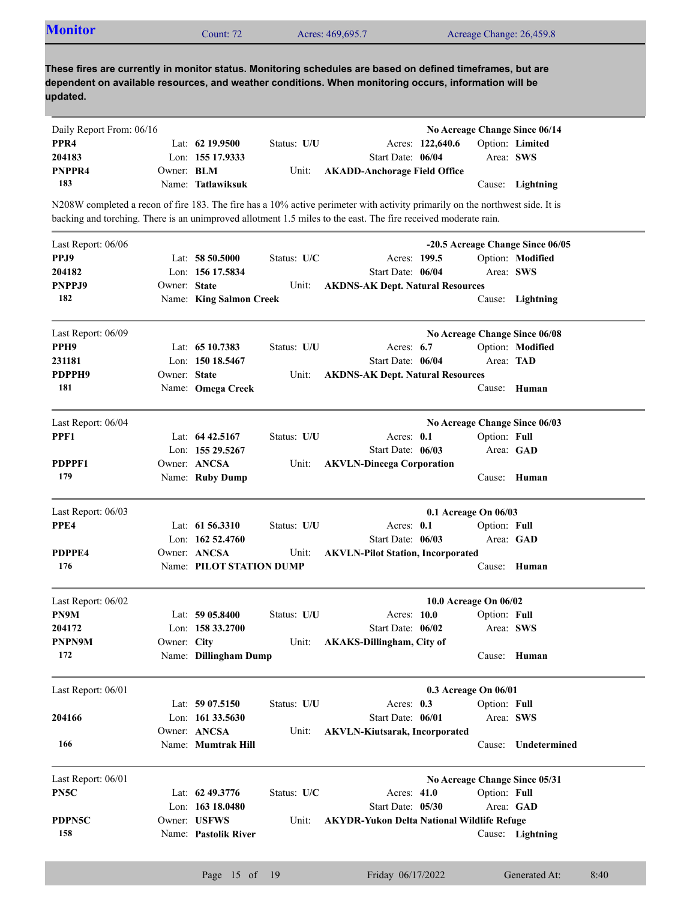## Monitor

Count: 72 | Acres: 469,695.7 | Acreage Change: 26,459.8

**These fires are currently in monitor status. Monitoring schedules are based on defined timeframes, but are dependent on available resources, and weather conditions. When monitoring occurs, information will be updated.**

---

Daily Report From: 06/16 — **No Acreage Change Since 06/14**

| | | | | |
|---|---|---|---|---|
| **PPR4** | Lat: **62 19.9500** | Status: **U/U** | Acres: **122,640.6** | Option: **Limited** |
| **204183** | Lon: **155 17.9333** | | Start Date: **06/04** | Area: **SWS** |
| **PNPPR4** | Owner: **BLM** | Unit: **AKADD-Anchorage Field Office** | | |
| **183** | Name: **Tatlawiksuk** | | | Cause: **Lightning** |

N208W completed a recon of fire 183. The fire has a 10% active perimeter with activity primarily on the northwest side. It is backing and torching. There is an unimproved allotment 1.5 miles to the east. The fire received moderate rain.

---

Last Report: 06/06 — **-20.5 Acreage Change Since 06/05**

| | | | | |
|---|---|---|---|---|
| **PPJ9** | Lat: **58 50.5000** | Status: **U/C** | Acres: **199.5** | Option: **Modified** |
| **204182** | Lon: **156 17.5834** | | Start Date: **06/04** | Area: **SWS** |
| **PNPPJ9** | Owner: **State** | Unit: **AKDNS-AK Dept. Natural Resources** | | |
| **182** | Name: **King Salmon Creek** | | | Cause: **Lightning** |

---

Last Report: 06/09 — **No Acreage Change Since 06/08**

| | | | | |
|---|---|---|---|---|
| **PPH9** | Lat: **65 10.7383** | Status: **U/U** | Acres: **6.7** | Option: **Modified** |
| **231181** | Lon: **150 18.5467** | | Start Date: **06/04** | Area: **TAD** |
| **PDPPH9** | Owner: **State** | Unit: **AKDNS-AK Dept. Natural Resources** | | |
| **181** | Name: **Omega Creek** | | | Cause: **Human** |

---

Last Report: 06/04 — **No Acreage Change Since 06/03**

| | | | | |
|---|---|---|---|---|
| **PPF1** | Lat: **64 42.5167** | Status: **U/U** | Acres: **0.1** | Option: **Full** |
| | Lon: **155 29.5267** | | Start Date: **06/03** | Area: **GAD** |
| **PDPPF1** | Owner: **ANCSA** | Unit: **AKVLN-Dineega Corporation** | | |
| **179** | Name: **Ruby Dump** | | | Cause: **Human** |

---

Last Report: 06/03 — **0.1 Acreage On 06/03**

| | | | | |
|---|---|---|---|---|
| **PPE4** | Lat: **61 56.3310** | Status: **U/U** | Acres: **0.1** | Option: **Full** |
| | Lon: **162 52.4760** | | Start Date: **06/03** | Area: **GAD** |
| **PDPPE4** | Owner: **ANCSA** | Unit: **AKVLN-Pilot Station, Incorporated** | | |
| **176** | Name: **PILOT STATION DUMP** | | | Cause: **Human** |

---

Last Report: 06/02 — **10.0 Acreage On 06/02**

| | | | | |
|---|---|---|---|---|
| **PN9M** | Lat: **59 05.8400** | Status: **U/U** | Acres: **10.0** | Option: **Full** |
| **204172** | Lon: **158 33.2700** | | Start Date: **06/02** | Area: **SWS** |
| **PNPN9M** | Owner: **City** | Unit: **AKAKS-Dillingham, City of** | | |
| **172** | Name: **Dillingham Dump** | | | Cause: **Human** |

---

Last Report: 06/01 — **0.3 Acreage On 06/01**

| | | | | |
|---|---|---|---|---|
| | Lat: **59 07.5150** | Status: **U/U** | Acres: **0.3** | Option: **Full** |
| **204166** | Lon: **161 33.5630** | | Start Date: **06/01** | Area: **SWS** |
| | Owner: **ANCSA** | Unit: **AKVLN-Kiutsarak, Incorporated** | | |
| **166** | Name: **Mumtrak Hill** | | | Cause: **Undetermined** |

---

Last Report: 06/01 — **No Acreage Change Since 05/31**

| | | | | |
|---|---|---|---|---|
| **PN5C** | Lat: **62 49.3776** | Status: **U/C** | Acres: **41.0** | Option: **Full** |
| | Lon: **163 18.0480** | | Start Date: **05/30** | Area: **GAD** |
| **PDPN5C** | Owner: **USFWS** | Unit: **AKYDR-Yukon Delta National Wildlife Refuge** | | |
| **158** | Name: **Pastolik River** | | | Cause: **Lightning** |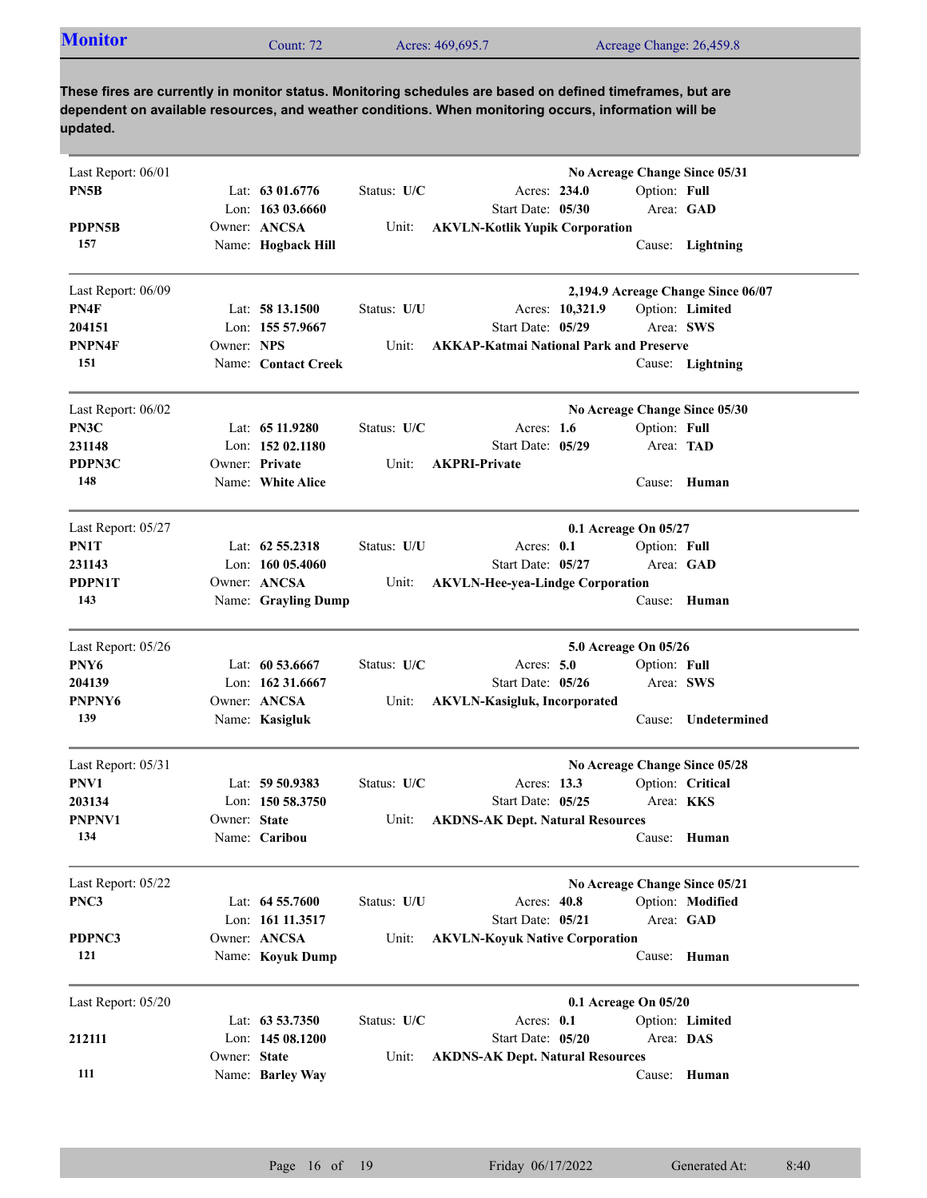## Monitor

Count: 72 | Acres: 469,695.7 | Acreage Change: 26,459.8

**These fires are currently in monitor status. Monitoring schedules are based on defined timeframes, but are dependent on available resources, and weather conditions. When monitoring occurs, information will be updated.**

---

Last Report: 06/01 — **No Acreage Change Since 05/31**

| | | | | |
|---|---|---|---|---|
| **PN5B** | Lat: **63 01.6776** | Status: **U/C** | Acres: **234.0** | Option: **Full** |
| | Lon: **163 03.6660** | | Start Date: **05/30** | Area: **GAD** |
| **PDPN5B** | Owner: **ANCSA** | Unit: **AKVLN-Kotlik Yupik Corporation** | | |
| **157** | Name: **Hogback Hill** | | | Cause: **Lightning** |

---

Last Report: 06/09 — **2,194.9 Acreage Change Since 06/07**

| | | | | |
|---|---|---|---|---|
| **PN4F** | Lat: **58 13.1500** | Status: **U/U** | Acres: **10,321.9** | Option: **Limited** |
| **204151** | Lon: **155 57.9667** | | Start Date: **05/29** | Area: **SWS** |
| **PNPN4F** | Owner: **NPS** | Unit: **AKKAP-Katmai National Park and Preserve** | | |
| **151** | Name: **Contact Creek** | | | Cause: **Lightning** |

---

Last Report: 06/02 — **No Acreage Change Since 05/30**

| | | | | |
|---|---|---|---|---|
| **PN3C** | Lat: **65 11.9280** | Status: **U/C** | Acres: **1.6** | Option: **Full** |
| **231148** | Lon: **152 02.1180** | | Start Date: **05/29** | Area: **TAD** |
| **PDPN3C** | Owner: **Private** | Unit: **AKPRI-Private** | | |
| **148** | Name: **White Alice** | | | Cause: **Human** |

---

Last Report: 05/27 — **0.1 Acreage On 05/27**

| | | | | |
|---|---|---|---|---|
| **PN1T** | Lat: **62 55.2318** | Status: **U/U** | Acres: **0.1** | Option: **Full** |
| **231143** | Lon: **160 05.4060** | | Start Date: **05/27** | Area: **GAD** |
| **PDPN1T** | Owner: **ANCSA** | Unit: **AKVLN-Hee-yea-Lindge Corporation** | | |
| **143** | Name: **Grayling Dump** | | | Cause: **Human** |

---

Last Report: 05/26 — **5.0 Acreage On 05/26**

| | | | | |
|---|---|---|---|---|
| **PNY6** | Lat: **60 53.6667** | Status: **U/C** | Acres: **5.0** | Option: **Full** |
| **204139** | Lon: **162 31.6667** | | Start Date: **05/26** | Area: **SWS** |
| **PNPNY6** | Owner: **ANCSA** | Unit: **AKVLN-Kasigluk, Incorporated** | | |
| **139** | Name: **Kasigluk** | | | Cause: **Undetermined** |

---

Last Report: 05/31 — **No Acreage Change Since 05/28**

| | | | | |
|---|---|---|---|---|
| **PNV1** | Lat: **59 50.9383** | Status: **U/C** | Acres: **13.3** | Option: **Critical** |
| **203134** | Lon: **150 58.3750** | | Start Date: **05/25** | Area: **KKS** |
| **PNPNV1** | Owner: **State** | Unit: **AKDNS-AK Dept. Natural Resources** | | |
| **134** | Name: **Caribou** | | | Cause: **Human** |

---

Last Report: 05/22 — **No Acreage Change Since 05/21**

| | | | | |
|---|---|---|---|---|
| **PNC3** | Lat: **64 55.7600** | Status: **U/U** | Acres: **40.8** | Option: **Modified** |
| | Lon: **161 11.3517** | | Start Date: **05/21** | Area: **GAD** |
| **PDPNC3** | Owner: **ANCSA** | Unit: **AKVLN-Koyuk Native Corporation** | | |
| **121** | Name: **Koyuk Dump** | | | Cause: **Human** |

---

Last Report: 05/20 — **0.1 Acreage On 05/20**

| | | | | |
|---|---|---|---|---|
| | Lat: **63 53.7350** | Status: **U/C** | Acres: **0.1** | Option: **Limited** |
| **212111** | Lon: **145 08.1200** | | Start Date: **05/20** | Area: **DAS** |
| | Owner: **State** | Unit: **AKDNS-AK Dept. Natural Resources** | | |
| **111** | Name: **Barley Way** | | | Cause: **Human** |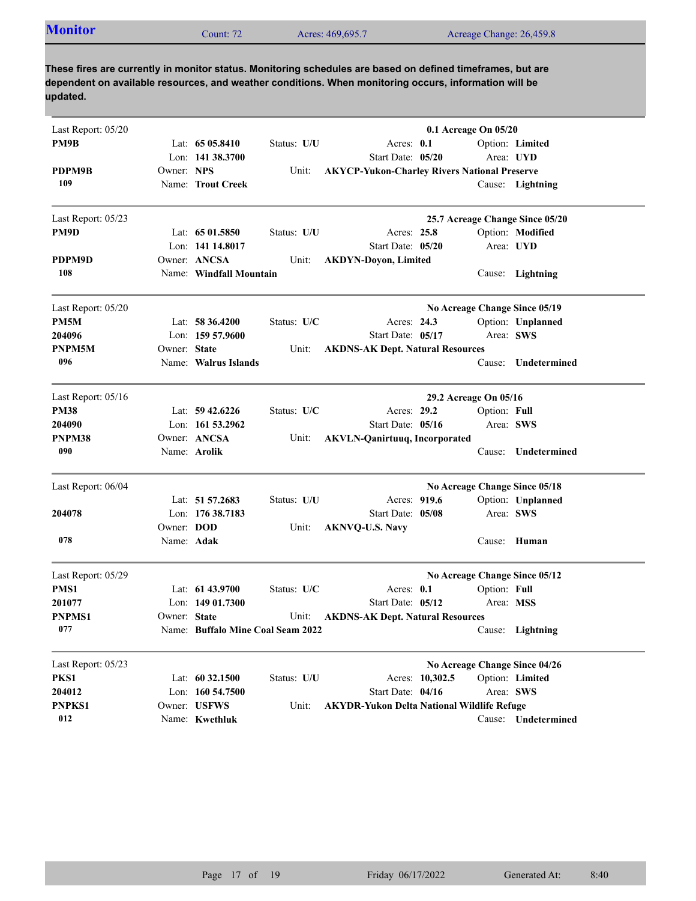## Monitor

Count: 72 | Acres: 469,695.7 | Acreage Change: 26,459.8

**These fires are currently in monitor status. Monitoring schedules are based on defined timeframes, but are dependent on available resources, and weather conditions. When monitoring occurs, information will be updated.**

---

Last Report: 05/20 — **0.1 Acreage On 05/20**

**PM9B**
Lat: **65 05.8410** | Status: **U/U** | Acres: **0.1** | Option: **Limited**
Lon: **141 38.3700** | Start Date: **05/20** | Area: **UYD**
**PDPM9B** | Owner: **NPS** | Unit: **AKYCP-Yukon-Charley Rivers National Preserve**
**109** | Name: **Trout Creek** | Cause: **Lightning**

---

Last Report: 05/23 — **25.7 Acreage Change Since 05/20**

**PM9D**
Lat: **65 01.5850** | Status: **U/U** | Acres: **25.8** | Option: **Modified**
Lon: **141 14.8017** | Start Date: **05/20** | Area: **UYD**
**PDPM9D** | Owner: **ANCSA** | Unit: **AKDYN-Doyon, Limited**
**108** | Name: **Windfall Mountain** | Cause: **Lightning**

---

Last Report: 05/20 — **No Acreage Change Since 05/19**

**PM5M**
**204096**
Lat: **58 36.4200** | Status: **U/C** | Acres: **24.3** | Option: **Unplanned**
Lon: **159 57.9600** | Start Date: **05/17** | Area: **SWS**
**PNPM5M** | Owner: **State** | Unit: **AKDNS-AK Dept. Natural Resources**
**096** | Name: **Walrus Islands** | Cause: **Undetermined**

---

Last Report: 05/16 — **29.2 Acreage On 05/16**

**PM38**
**204090**
Lat: **59 42.6226** | Status: **U/C** | Acres: **29.2** | Option: **Full**
Lon: **161 53.2962** | Start Date: **05/16** | Area: **SWS**
**PNPM38** | Owner: **ANCSA** | Unit: **AKVLN-Qanirtuuq, Incorporated**
**090** | Name: **Arolik** | Cause: **Undetermined**

---

Last Report: 06/04 — **No Acreage Change Since 05/18**

**204078**
Lat: **51 57.2683** | Status: **U/U** | Acres: **919.6** | Option: **Unplanned**
Lon: **176 38.7183** | Start Date: **05/08** | Area: **SWS**
Owner: **DOD** | Unit: **AKNVQ-U.S. Navy**
**078** | Name: **Adak** | Cause: **Human**

---

Last Report: 05/29 — **No Acreage Change Since 05/12**

**PMS1**
**201077**
Lat: **61 43.9700** | Status: **U/C** | Acres: **0.1** | Option: **Full**
Lon: **149 01.7300** | Start Date: **05/12** | Area: **MSS**
**PNPMS1** | Owner: **State** | Unit: **AKDNS-AK Dept. Natural Resources**
**077** | Name: **Buffalo Mine Coal Seam 2022** | Cause: **Lightning**

---

Last Report: 05/23 — **No Acreage Change Since 04/26**

**PKS1**
**204012**
Lat: **60 32.1500** | Status: **U/U** | Acres: **10,302.5** | Option: **Limited**
Lon: **160 54.7500** | Start Date: **04/16** | Area: **SWS**
**PNPKS1** | Owner: **USFWS** | Unit: **AKYDR-Yukon Delta National Wildlife Refuge**
**012** | Name: **Kwethluk** | Cause: **Undetermined**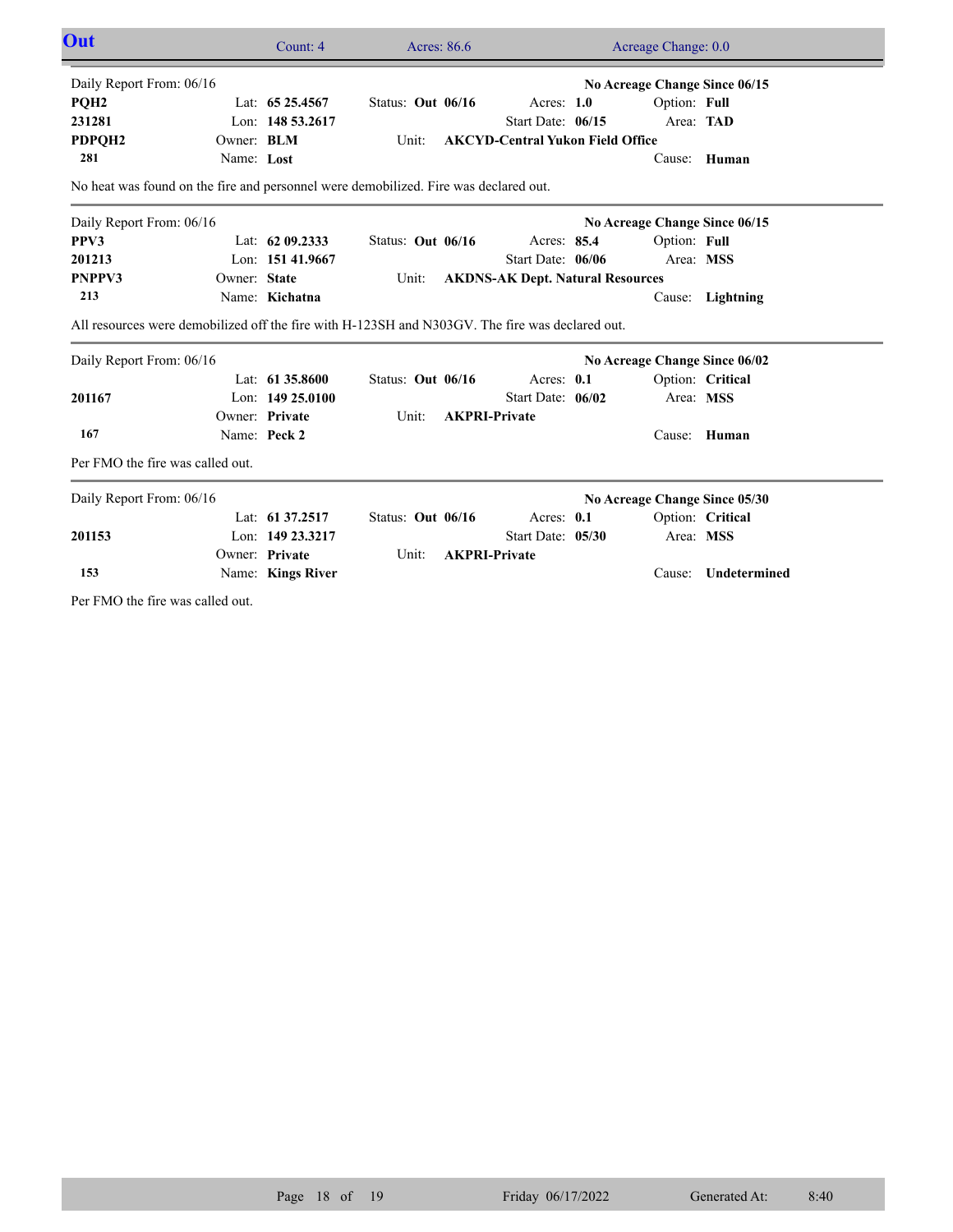## Out

Count: 4 | Acres: 86.6 | Acreage Change: 0.0

---

Daily Report From: 06/16 — **No Acreage Change Since 06/15**

| | | | | |
|---|---|---|---|---|
| **PQH2** | Lat: **65 25.4567** | Status: **Out 06/16** | Acres: **1.0** | Option: **Full** |
| **231281** | Lon: **148 53.2617** | | Start Date: **06/15** | Area: **TAD** |
| **PDPQH2** | Owner: **BLM** | Unit: **AKCYD-Central Yukon Field Office** | | |
| **281** | Name: **Lost** | | | Cause: **Human** |

No heat was found on the fire and personnel were demobilized. Fire was declared out.

---

Daily Report From: 06/16 — **No Acreage Change Since 06/15**

| | | | | |
|---|---|---|---|---|
| **PPV3** | Lat: **62 09.2333** | Status: **Out 06/16** | Acres: **85.4** | Option: **Full** |
| **201213** | Lon: **151 41.9667** | | Start Date: **06/06** | Area: **MSS** |
| **PNPPV3** | Owner: **State** | Unit: **AKDNS-AK Dept. Natural Resources** | | |
| **213** | Name: **Kichatna** | | | Cause: **Lightning** |

All resources were demobilized off the fire with H-123SH and N303GV. The fire was declared out.

---

Daily Report From: 06/16 — **No Acreage Change Since 06/02**

| | | | | |
|---|---|---|---|---|
| | Lat: **61 35.8600** | Status: **Out 06/16** | Acres: **0.1** | Option: **Critical** |
| **201167** | Lon: **149 25.0100** | | Start Date: **06/02** | Area: **MSS** |
| | Owner: **Private** | Unit: **AKPRI-Private** | | |
| **167** | Name: **Peck 2** | | | Cause: **Human** |

Per FMO the fire was called out.

---

Daily Report From: 06/16 — **No Acreage Change Since 05/30**

| | | | | |
|---|---|---|---|---|
| | Lat: **61 37.2517** | Status: **Out 06/16** | Acres: **0.1** | Option: **Critical** |
| **201153** | Lon: **149 23.3217** | | Start Date: **05/30** | Area: **MSS** |
| | Owner: **Private** | Unit: **AKPRI-Private** | | |
| **153** | Name: **Kings River** | | | Cause: **Undetermined** |

Per FMO the fire was called out.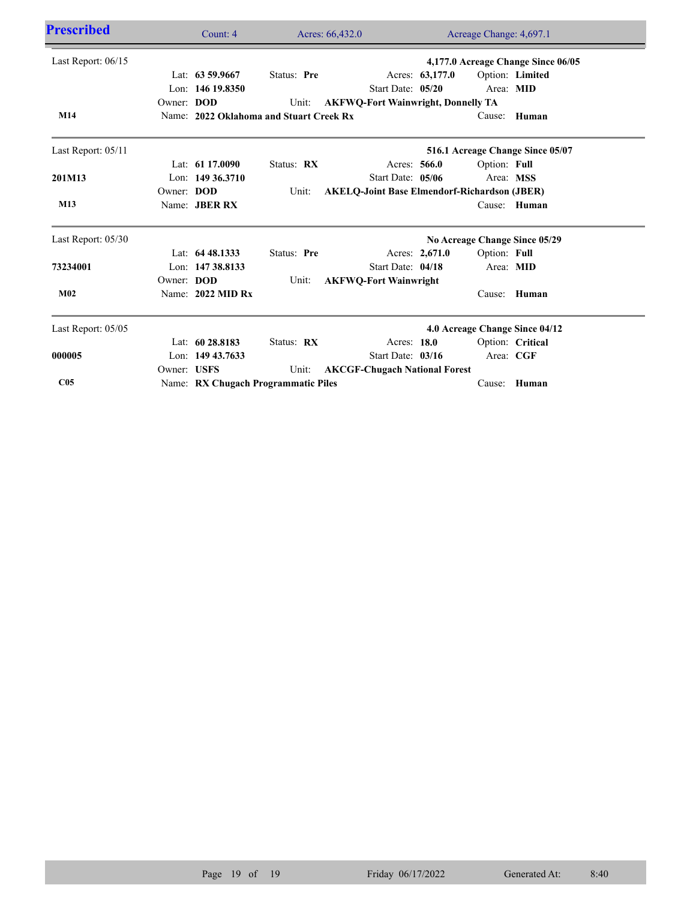## Prescribed

Count: 4 | Acres: 66,432.0 | Acreage Change: 4,697.1

---

Last Report: 06/15 — **4,177.0 Acreage Change Since 06/05**

**M14**

Lat: **63 59.9667** | Status: **Pre** | Acres: **63,177.0** | Option: **Limited**
Lon: **146 19.8350** | Start Date: **05/20** | Area: **MID**
Owner: **DOD** | Unit: **AKFWQ-Fort Wainwright, Donnelly TA**
Name: **2022 Oklahoma and Stuart Creek Rx** | Cause: **Human**

---

Last Report: 05/11 — **516.1 Acreage Change Since 05/07**

**201M13**
**M13**

Lat: **61 17.0090** | Status: **RX** | Acres: **566.0** | Option: **Full**
Lon: **149 36.3710** | Start Date: **05/06** | Area: **MSS**
Owner: **DOD** | Unit: **AKELQ-Joint Base Elmendorf-Richardson (JBER)**
Name: **JBER RX** | Cause: **Human**

---

Last Report: 05/30 — **No Acreage Change Since 05/29**

**73234001**
**M02**

Lat: **64 48.1333** | Status: **Pre** | Acres: **2,671.0** | Option: **Full**
Lon: **147 38.8133** | Start Date: **04/18** | Area: **MID**
Owner: **DOD** | Unit: **AKFWQ-Fort Wainwright**
Name: **2022 MID Rx** | Cause: **Human**

---

Last Report: 05/05 — **4.0 Acreage Change Since 04/12**

**000005**
**C05**

Lat: **60 28.8183** | Status: **RX** | Acres: **18.0** | Option: **Critical**
Lon: **149 43.7633** | Start Date: **03/16** | Area: **CGF**
Owner: **USFS** | Unit: **AKCGF-Chugach National Forest**
Name: **RX Chugach Programmatic Piles** | Cause: **Human**